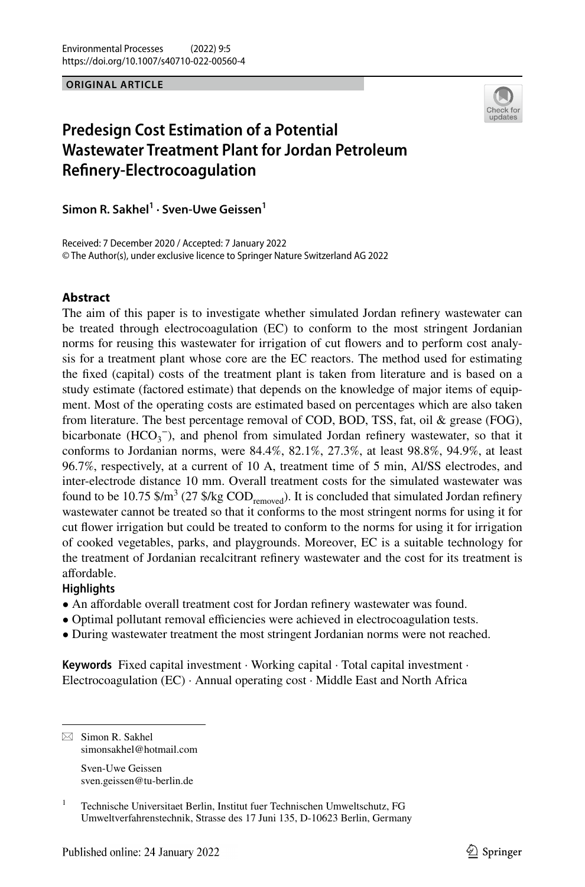**ORIGINAL ARTICLE**

# Predesign Cost Estimation of a Potential Wastewater Treatment Plant for Jordan Petroleum Refinery-Electrocoagulation

**Simon R. Sakhel[1] · Sven-Uwe Geissen[1]**

Received: 7 December 2020 / Accepted: 7 January 2022
© The Author(s), under exclusive licence to Springer Nature Switzerland AG 2022

## Abstract

The aim of this paper is to investigate whether simulated Jordan refinery wastewater can be treated through electrocoagulation (EC) to conform to the most stringent Jordanian norms for reusing this wastewater for irrigation of cut flowers and to perform cost analysis for a treatment plant whose core are the EC reactors. The method used for estimating the fixed (capital) costs of the treatment plant is taken from literature and is based on a study estimate (factored estimate) that depends on the knowledge of major items of equipment. Most of the operating costs are estimated based on percentages which are also taken from literature. The best percentage removal of COD, BOD, TSS, fat, oil & grease (FOG), bicarbonate ($HCO_3^-$), and phenol from simulated Jordan refinery wastewater, so that it conforms to Jordanian norms, were 84.4%, 82.1%, 27.3%, at least 98.8%, 94.9%, at least 96.7%, respectively, at a current of 10 A, treatment time of 5 min, Al/SS electrodes, and inter-electrode distance 10 mm. Overall treatment costs for the simulated wastewater was found to be 10.75 $/m^3$ (27 $/kg $COD_{removed}$). It is concluded that simulated Jordan refinery wastewater cannot be treated so that it conforms to the most stringent norms for using it for cut flower irrigation but could be treated to conform to the norms for using it for irrigation of cooked vegetables, parks, and playgrounds. Moreover, EC is a suitable technology for the treatment of Jordanian recalcitrant refinery wastewater and the cost for its treatment is affordable.

### Highlights

- An affordable overall treatment cost for Jordan refinery wastewater was found.
- Optimal pollutant removal efficiencies were achieved in electrocoagulation tests.
- During wastewater treatment the most stringent Jordanian norms were not reached.

**Keywords** Fixed capital investment · Working capital · Total capital investment · Electrocoagulation (EC) · Annual operating cost · Middle East and North Africa

✉ Simon R. Sakhel
simonsakhel@hotmail.com

Sven-Uwe Geissen
sven.geissen@tu-berlin.de

[1] Technische Universitaet Berlin, Institut fuer Technischen Umweltschutz, FG Umweltverfahrenstechnik, Strasse des 17 Juni 135, D-10623 Berlin, Germany

Published online: 24 January 2022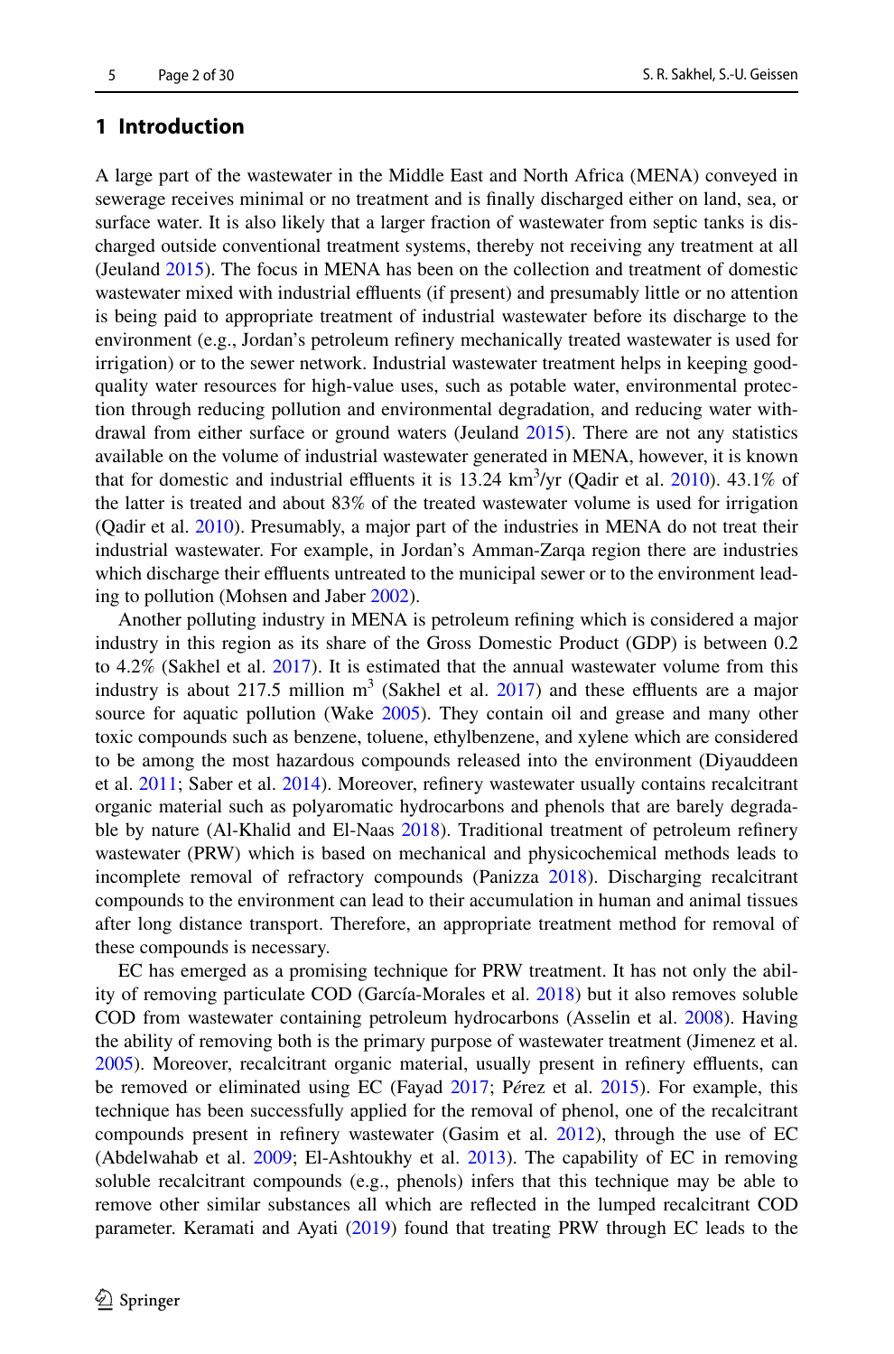## 1 Introduction

A large part of the wastewater in the Middle East and North Africa (MENA) conveyed in sewerage receives minimal or no treatment and is finally discharged either on land, sea, or surface water. It is also likely that a larger fraction of wastewater from septic tanks is discharged outside conventional treatment systems, thereby not receiving any treatment at all (Jeuland 2015). The focus in MENA has been on the collection and treatment of domestic wastewater mixed with industrial effluents (if present) and presumably little or no attention is being paid to appropriate treatment of industrial wastewater before its discharge to the environment (e.g., Jordan's petroleum refinery mechanically treated wastewater is used for irrigation) or to the sewer network. Industrial wastewater treatment helps in keeping good-quality water resources for high-value uses, such as potable water, environmental protection through reducing pollution and environmental degradation, and reducing water withdrawal from either surface or ground waters (Jeuland 2015). There are not any statistics available on the volume of industrial wastewater generated in MENA, however, it is known that for domestic and industrial effluents it is 13.24 $km^3$/yr (Qadir et al. 2010). 43.1% of the latter is treated and about 83% of the treated wastewater volume is used for irrigation (Qadir et al. 2010). Presumably, a major part of the industries in MENA do not treat their industrial wastewater. For example, in Jordan's Amman-Zarqa region there are industries which discharge their effluents untreated to the municipal sewer or to the environment leading to pollution (Mohsen and Jaber 2002).

Another polluting industry in MENA is petroleum refining which is considered a major industry in this region as its share of the Gross Domestic Product (GDP) is between 0.2 to 4.2% (Sakhel et al. 2017). It is estimated that the annual wastewater volume from this industry is about 217.5 million $m^3$ (Sakhel et al. 2017) and these effluents are a major source for aquatic pollution (Wake 2005). They contain oil and grease and many other toxic compounds such as benzene, toluene, ethylbenzene, and xylene which are considered to be among the most hazardous compounds released into the environment (Diyauddeen et al. 2011; Saber et al. 2014). Moreover, refinery wastewater usually contains recalcitrant organic material such as polyaromatic hydrocarbons and phenols that are barely degradable by nature (Al-Khalid and El-Naas 2018). Traditional treatment of petroleum refinery wastewater (PRW) which is based on mechanical and physicochemical methods leads to incomplete removal of refractory compounds (Panizza 2018). Discharging recalcitrant compounds to the environment can lead to their accumulation in human and animal tissues after long distance transport. Therefore, an appropriate treatment method for removal of these compounds is necessary.

EC has emerged as a promising technique for PRW treatment. It has not only the ability of removing particulate COD (García-Morales et al. 2018) but it also removes soluble COD from wastewater containing petroleum hydrocarbons (Asselin et al. 2008). Having the ability of removing both is the primary purpose of wastewater treatment (Jimenez et al. 2005). Moreover, recalcitrant organic material, usually present in refinery effluents, can be removed or eliminated using EC (Fayad 2017; Pérez et al. 2015). For example, this technique has been successfully applied for the removal of phenol, one of the recalcitrant compounds present in refinery wastewater (Gasim et al. 2012), through the use of EC (Abdelwahab et al. 2009; El-Ashtoukhy et al. 2013). The capability of EC in removing soluble recalcitrant compounds (e.g., phenols) infers that this technique may be able to remove other similar substances all which are reflected in the lumped recalcitrant COD parameter. Keramati and Ayati (2019) found that treating PRW through EC leads to the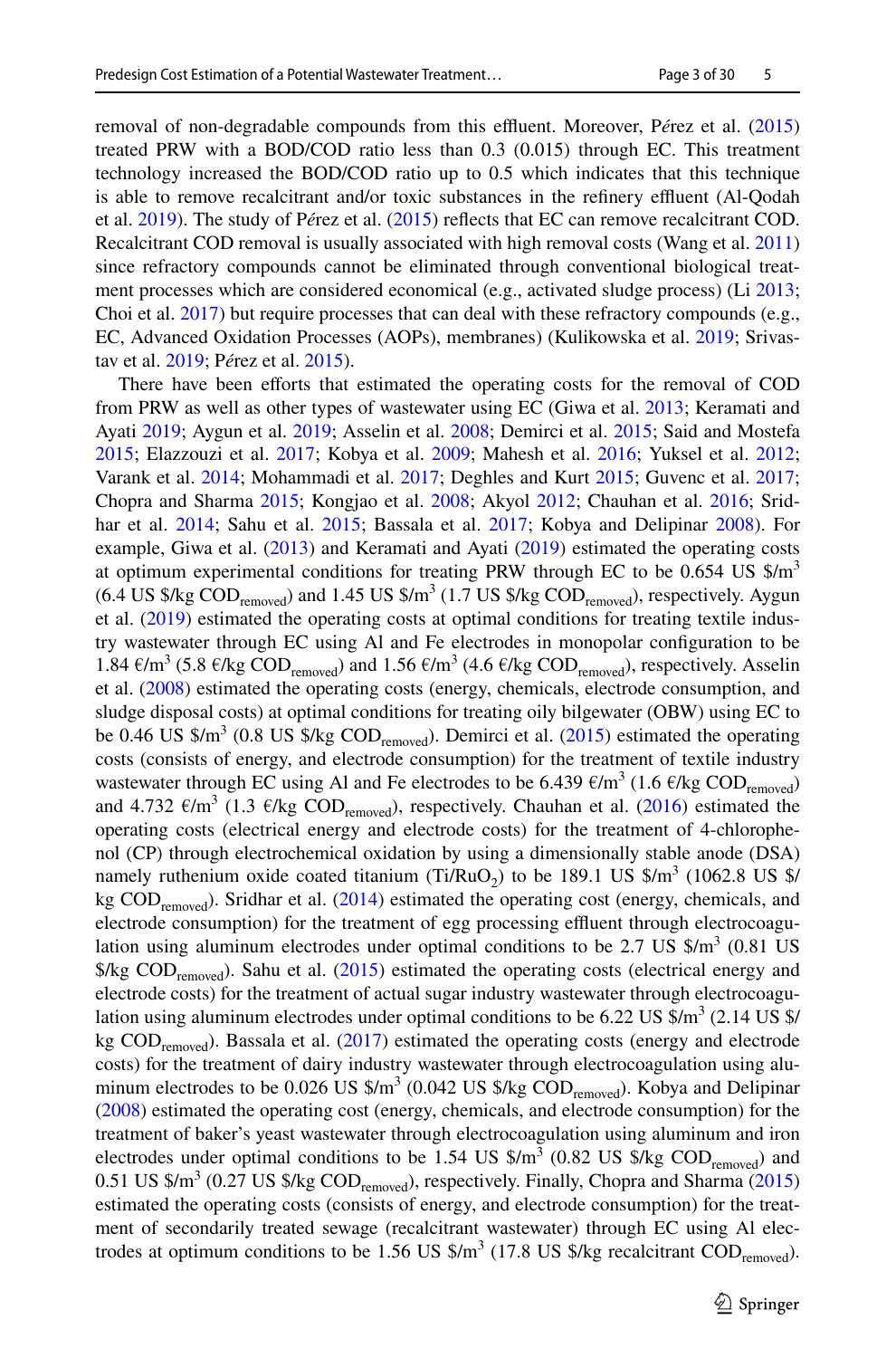removal of non-degradable compounds from this effluent. Moreover, Pérez et al. (2015) treated PRW with a BOD/COD ratio less than 0.3 (0.015) through EC. This treatment technology increased the BOD/COD ratio up to 0.5 which indicates that this technique is able to remove recalcitrant and/or toxic substances in the refinery effluent (Al-Qodah et al. 2019). The study of Pérez et al. (2015) reflects that EC can remove recalcitrant COD. Recalcitrant COD removal is usually associated with high removal costs (Wang et al. 2011) since refractory compounds cannot be eliminated through conventional biological treatment processes which are considered economical (e.g., activated sludge process) (Li 2013; Choi et al. 2017) but require processes that can deal with these refractory compounds (e.g., EC, Advanced Oxidation Processes (AOPs), membranes) (Kulikowska et al. 2019; Srivastav et al. 2019; Pérez et al. 2015).

There have been efforts that estimated the operating costs for the removal of COD from PRW as well as other types of wastewater using EC (Giwa et al. 2013; Keramati and Ayati 2019; Aygun et al. 2019; Asselin et al. 2008; Demirci et al. 2015; Said and Mostefa 2015; Elazzouzi et al. 2017; Kobya et al. 2009; Mahesh et al. 2016; Yuksel et al. 2012; Varank et al. 2014; Mohammadi et al. 2017; Deghles and Kurt 2015; Guvenc et al. 2017; Chopra and Sharma 2015; Kongjao et al. 2008; Akyol 2012; Chauhan et al. 2016; Sridhar et al. 2014; Sahu et al. 2015; Bassala et al. 2017; Kobya and Delipinar 2008). For example, Giwa et al. (2013) and Keramati and Ayati (2019) estimated the operating costs at optimum experimental conditions for treating PRW through EC to be 0.654 US $/m$^3$ (6.4 US $/kg $COD_{removed}$) and 1.45 US $/m$^3$ (1.7 US $/kg $COD_{removed}$), respectively. Aygun et al. (2019) estimated the operating costs at optimal conditions for treating textile industry wastewater through EC using Al and Fe electrodes in monopolar configuration to be 1.84 €/m$^3$ (5.8 €/kg $COD_{removed}$) and 1.56 €/m$^3$ (4.6 €/kg $COD_{removed}$), respectively. Asselin et al. (2008) estimated the operating costs (energy, chemicals, electrode consumption, and sludge disposal costs) at optimal conditions for treating oily bilgewater (OBW) using EC to be 0.46 US $/m$^3$ (0.8 US $/kg $COD_{removed}$). Demirci et al. (2015) estimated the operating costs (consists of energy, and electrode consumption) for the treatment of textile industry wastewater through EC using Al and Fe electrodes to be 6.439 €/m$^3$ (1.6 €/kg $COD_{removed}$) and 4.732 €/m$^3$ (1.3 €/kg $COD_{removed}$), respectively. Chauhan et al. (2016) estimated the operating costs (electrical energy and electrode costs) for the treatment of 4-chlorophenol (CP) through electrochemical oxidation by using a dimensionally stable anode (DSA) namely ruthenium oxide coated titanium ($Ti/RuO_2$) to be 189.1 US $/m$^3$ (1062.8 US $/kg $COD_{removed}$). Sridhar et al. (2014) estimated the operating cost (energy, chemicals, and electrode consumption) for the treatment of egg processing effluent through electrocoagulation using aluminum electrodes under optimal conditions to be 2.7 US $/m$^3$ (0.81 US $/kg $COD_{removed}$). Sahu et al. (2015) estimated the operating costs (electrical energy and electrode costs) for the treatment of actual sugar industry wastewater through electrocoagulation using aluminum electrodes under optimal conditions to be 6.22 US $/m$^3$ (2.14 US $/kg $COD_{removed}$). Bassala et al. (2017) estimated the operating costs (energy and electrode costs) for the treatment of dairy industry wastewater through electrocoagulation using aluminum electrodes to be 0.026 US $/m$^3$ (0.042 US $/kg $COD_{removed}$). Kobya and Delipinar (2008) estimated the operating cost (energy, chemicals, and electrode consumption) for the treatment of baker's yeast wastewater through electrocoagulation using aluminum and iron electrodes under optimal conditions to be 1.54 US $/m$^3$ (0.82 US $/kg $COD_{removed}$) and 0.51 US $/m$^3$ (0.27 US $/kg $COD_{removed}$), respectively. Finally, Chopra and Sharma (2015) estimated the operating costs (consists of energy, and electrode consumption) for the treatment of secondarily treated sewage (recalcitrant wastewater) through EC using Al electrodes at optimum conditions to be 1.56 US $/m$^3$ (17.8 US $/kg recalcitrant $COD_{removed}$).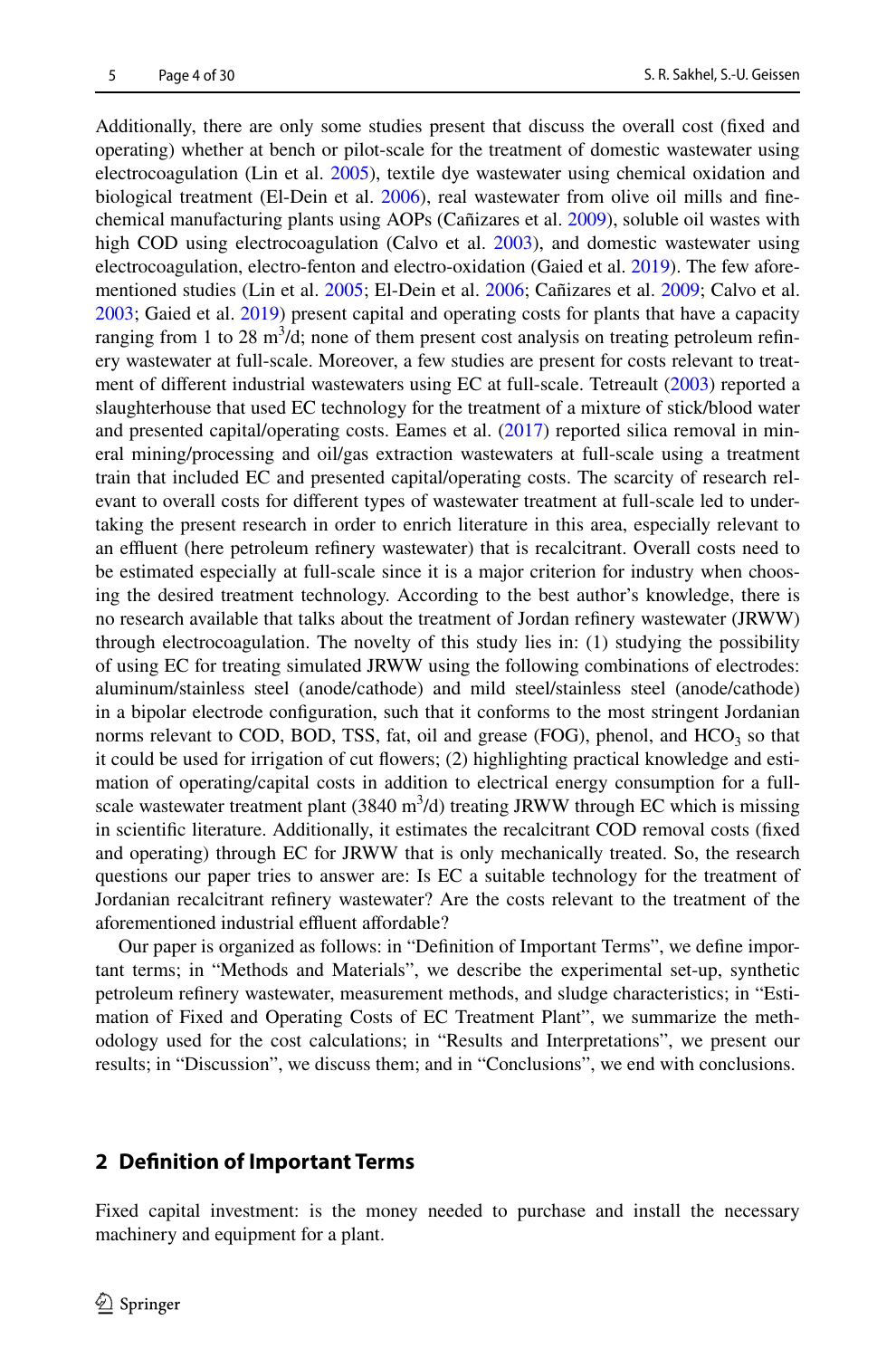Additionally, there are only some studies present that discuss the overall cost (fixed and operating) whether at bench or pilot-scale for the treatment of domestic wastewater using electrocoagulation (Lin et al. 2005), textile dye wastewater using chemical oxidation and biological treatment (El-Dein et al. 2006), real wastewater from olive oil mills and fine-chemical manufacturing plants using AOPs (Cañizares et al. 2009), soluble oil wastes with high COD using electrocoagulation (Calvo et al. 2003), and domestic wastewater using electrocoagulation, electro-fenton and electro-oxidation (Gaied et al. 2019). The few aforementioned studies (Lin et al. 2005; El-Dein et al. 2006; Cañizares et al. 2009; Calvo et al. 2003; Gaied et al. 2019) present capital and operating costs for plants that have a capacity ranging from 1 to 28 $m^3$/d; none of them present cost analysis on treating petroleum refinery wastewater at full-scale. Moreover, a few studies are present for costs relevant to treatment of different industrial wastewaters using EC at full-scale. Tetreault (2003) reported a slaughterhouse that used EC technology for the treatment of a mixture of stick/blood water and presented capital/operating costs. Eames et al. (2017) reported silica removal in mineral mining/processing and oil/gas extraction wastewaters at full-scale using a treatment train that included EC and presented capital/operating costs. The scarcity of research relevant to overall costs for different types of wastewater treatment at full-scale led to undertaking the present research in order to enrich literature in this area, especially relevant to an effluent (here petroleum refinery wastewater) that is recalcitrant. Overall costs need to be estimated especially at full-scale since it is a major criterion for industry when choosing the desired treatment technology. According to the best author's knowledge, there is no research available that talks about the treatment of Jordan refinery wastewater (JRWW) through electrocoagulation. The novelty of this study lies in: (1) studying the possibility of using EC for treating simulated JRWW using the following combinations of electrodes: aluminum/stainless steel (anode/cathode) and mild steel/stainless steel (anode/cathode) in a bipolar electrode configuration, such that it conforms to the most stringent Jordanian norms relevant to COD, BOD, TSS, fat, oil and grease (FOG), phenol, and $HCO_3$ so that it could be used for irrigation of cut flowers; (2) highlighting practical knowledge and estimation of operating/capital costs in addition to electrical energy consumption for a full-scale wastewater treatment plant (3840 $m^3$/d) treating JRWW through EC which is missing in scientific literature. Additionally, it estimates the recalcitrant COD removal costs (fixed and operating) through EC for JRWW that is only mechanically treated. So, the research questions our paper tries to answer are: Is EC a suitable technology for the treatment of Jordanian recalcitrant refinery wastewater? Are the costs relevant to the treatment of the aforementioned industrial effluent affordable?

Our paper is organized as follows: in "Definition of Important Terms", we define important terms; in "Methods and Materials", we describe the experimental set-up, synthetic petroleum refinery wastewater, measurement methods, and sludge characteristics; in "Estimation of Fixed and Operating Costs of EC Treatment Plant", we summarize the methodology used for the cost calculations; in "Results and Interpretations", we present our results; in "Discussion", we discuss them; and in "Conclusions", we end with conclusions.

## 2 Definition of Important Terms

Fixed capital investment: is the money needed to purchase and install the necessary machinery and equipment for a plant.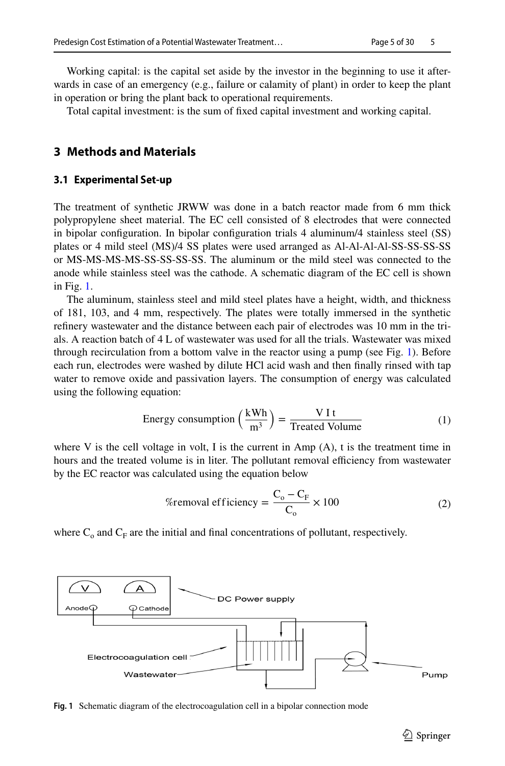Working capital: is the capital set aside by the investor in the beginning to use it afterwards in case of an emergency (e.g., failure or calamity of plant) in order to keep the plant in operation or bring the plant back to operational requirements.

Total capital investment: is the sum of fixed capital investment and working capital.

## 3 Methods and Materials

### 3.1 Experimental Set-up

The treatment of synthetic JRWW was done in a batch reactor made from 6 mm thick polypropylene sheet material. The EC cell consisted of 8 electrodes that were connected in bipolar configuration. In bipolar configuration trials 4 aluminum/4 stainless steel (SS) plates or 4 mild steel (MS)/4 SS plates were used arranged as Al-Al-Al-Al-SS-SS-SS-SS or MS-MS-MS-MS-SS-SS-SS-SS. The aluminum or the mild steel was connected to the anode while stainless steel was the cathode. A schematic diagram of the EC cell is shown in Fig. 1.

The aluminum, stainless steel and mild steel plates have a height, width, and thickness of 181, 103, and 4 mm, respectively. The plates were totally immersed in the synthetic refinery wastewater and the distance between each pair of electrodes was 10 mm in the trials. A reaction batch of 4 L of wastewater was used for all the trials. Wastewater was mixed through recirculation from a bottom valve in the reactor using a pump (see Fig. 1). Before each run, electrodes were washed by dilute HCl acid wash and then finally rinsed with tap water to remove oxide and passivation layers. The consumption of energy was calculated using the following equation:

$$\text{Energy consumption}\left(\frac{\text{kWh}}{\text{m}^3}\right) = \frac{\text{V I t}}{\text{Treated Volume}} \tag{1}$$

where V is the cell voltage in volt, I is the current in Amp (A), t is the treatment time in hours and the treated volume is in liter. The pollutant removal efficiency from wastewater by the EC reactor was calculated using the equation below

$$\%\text{removal efficiency} = \frac{C_o - C_F}{C_o} \times 100 \tag{2}$$

where $C_o$ and $C_F$ are the initial and final concentrations of pollutant, respectively.

Fig. 1 Schematic diagram of the electrocoagulation cell in a bipolar connection mode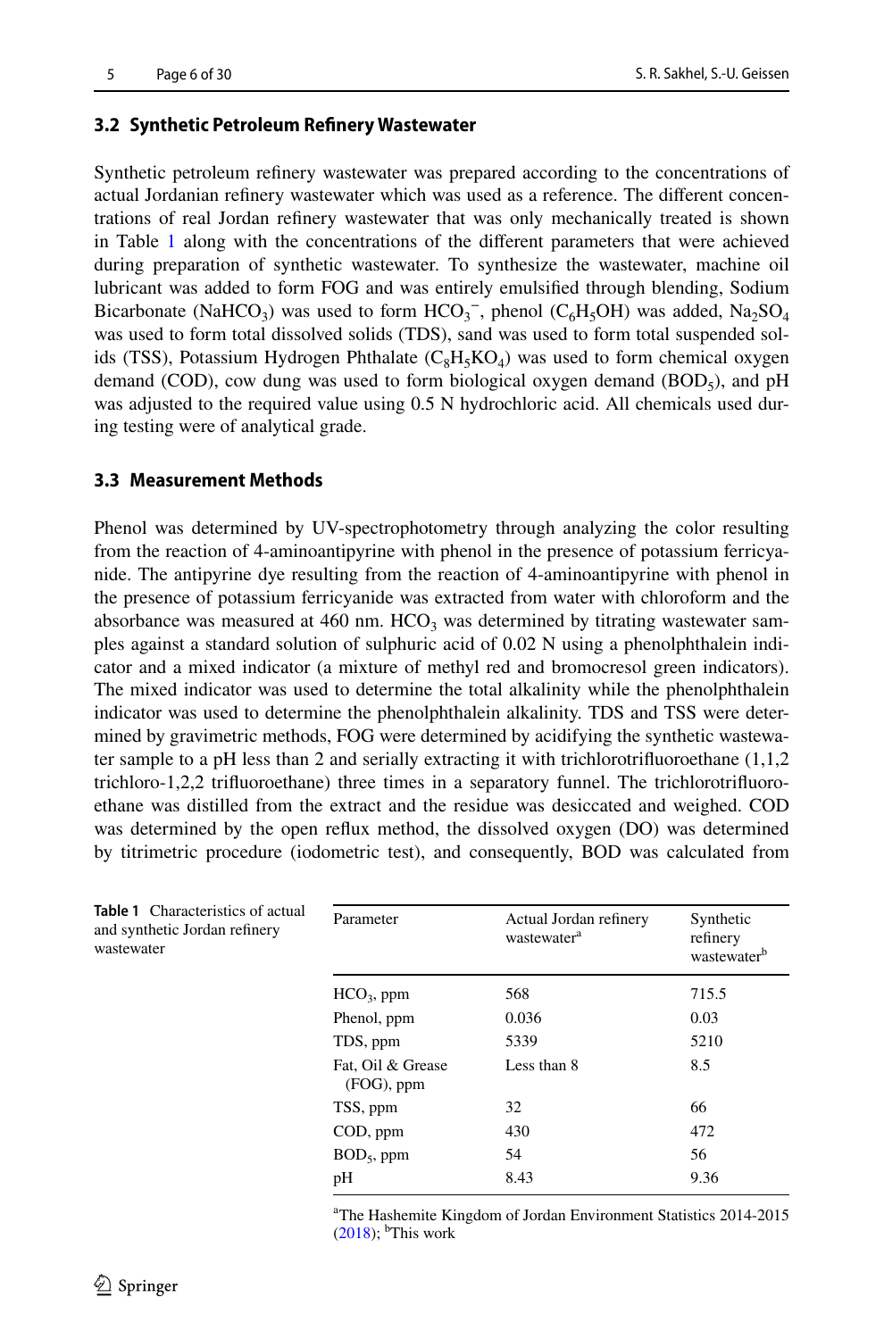### 3.2 Synthetic Petroleum Refinery Wastewater

Synthetic petroleum refinery wastewater was prepared according to the concentrations of actual Jordanian refinery wastewater which was used as a reference. The different concentrations of real Jordan refinery wastewater that was only mechanically treated is shown in Table 1 along with the concentrations of the different parameters that were achieved during preparation of synthetic wastewater. To synthesize the wastewater, machine oil lubricant was added to form FOG and was entirely emulsified through blending, Sodium Bicarbonate ($NaHCO_3$) was used to form $HCO_3^-$, phenol ($C_6H_5OH$) was added, $Na_2SO_4$ was used to form total dissolved solids (TDS), sand was used to form total suspended solids (TSS), Potassium Hydrogen Phthalate ($C_8H_5KO_4$) was used to form chemical oxygen demand (COD), cow dung was used to form biological oxygen demand ($BOD_5$), and pH was adjusted to the required value using 0.5 N hydrochloric acid. All chemicals used during testing were of analytical grade.

### 3.3 Measurement Methods

Phenol was determined by UV-spectrophotometry through analyzing the color resulting from the reaction of 4-aminoantipyrine with phenol in the presence of potassium ferricyanide. The antipyrine dye resulting from the reaction of 4-aminoantipyrine with phenol in the presence of potassium ferricyanide was extracted from water with chloroform and the absorbance was measured at 460 nm. $HCO_3$ was determined by titrating wastewater samples against a standard solution of sulphuric acid of 0.02 N using a phenolphthalein indicator and a mixed indicator (a mixture of methyl red and bromocresol green indicators). The mixed indicator was used to determine the total alkalinity while the phenolphthalein indicator was used to determine the phenolphthalein alkalinity. TDS and TSS were determined by gravimetric methods, FOG were determined by acidifying the synthetic wastewater sample to a pH less than 2 and serially extracting it with trichlorotrifluoroethane (1,1,2 trichloro-1,2,2 trifluoroethane) three times in a separatory funnel. The trichlorotrifluoroethane was distilled from the extract and the residue was desiccated and weighed. COD was determined by the open reflux method, the dissolved oxygen (DO) was determined by titrimetric procedure (iodometric test), and consequently, BOD was calculated from

**Table 1** Characteristics of actual and synthetic Jordan refinery wastewater

| Parameter | Actual Jordan refinery wastewater[a] | Synthetic refinery wastewater[b] |
|---|---|---|
| $HCO_3$, ppm | 568 | 715.5 |
| Phenol, ppm | 0.036 | 0.03 |
| TDS, ppm | 5339 | 5210 |
| Fat, Oil & Grease (FOG), ppm | Less than 8 | 8.5 |
| TSS, ppm | 32 | 66 |
| COD, ppm | 430 | 472 |
| $BOD_5$, ppm | 54 | 56 |
| pH | 8.43 | 9.36 |

[a]The Hashemite Kingdom of Jordan Environment Statistics 2014-2015 (2018); [b]This work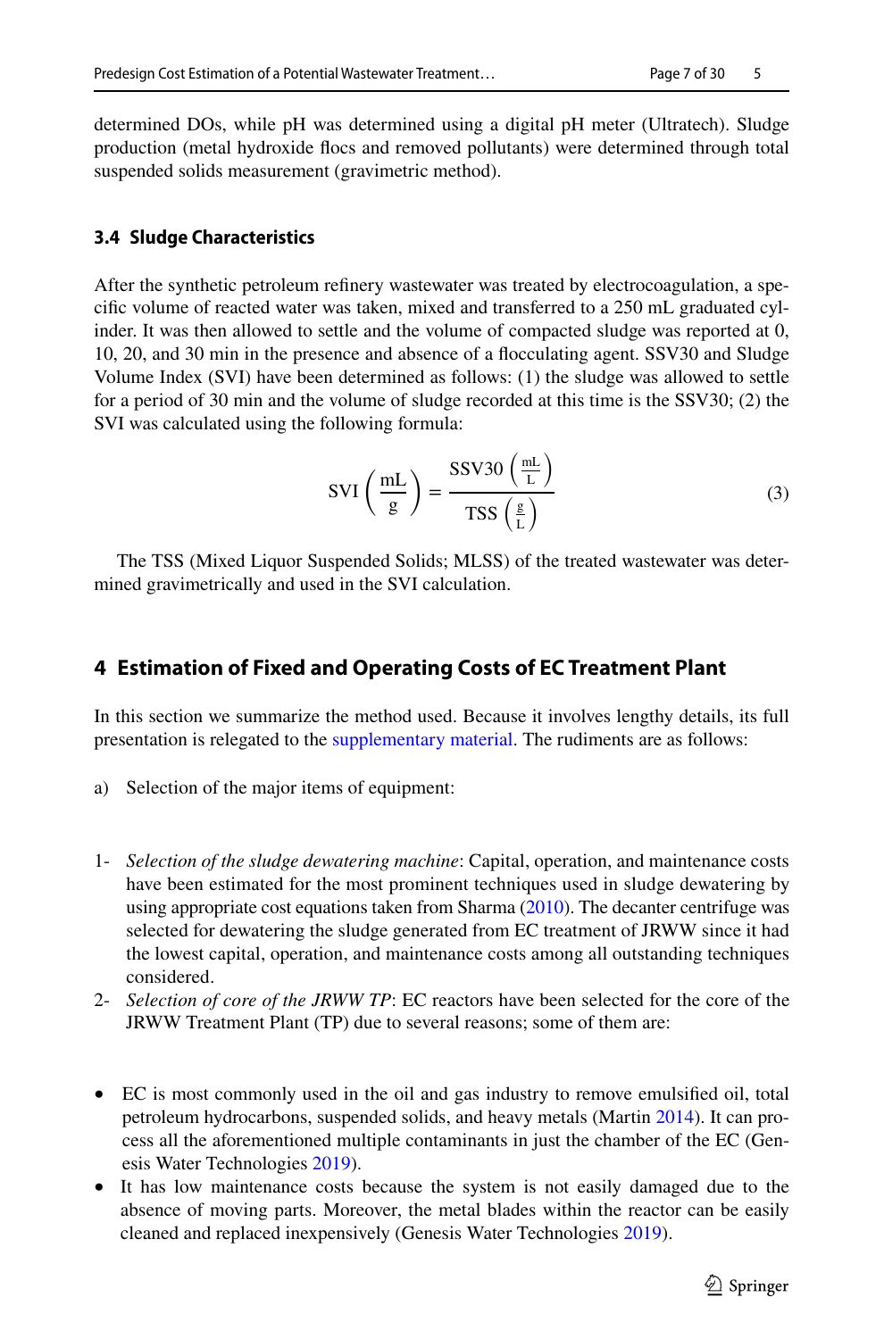determined DOs, while pH was determined using a digital pH meter (Ultratech). Sludge production (metal hydroxide flocs and removed pollutants) were determined through total suspended solids measurement (gravimetric method).

### 3.4 Sludge Characteristics

After the synthetic petroleum refinery wastewater was treated by electrocoagulation, a specific volume of reacted water was taken, mixed and transferred to a 250 mL graduated cylinder. It was then allowed to settle and the volume of compacted sludge was reported at 0, 10, 20, and 30 min in the presence and absence of a flocculating agent. SSV30 and Sludge Volume Index (SVI) have been determined as follows: (1) the sludge was allowed to settle for a period of 30 min and the volume of sludge recorded at this time is the SSV30; (2) the SVI was calculated using the following formula:

$$\text{SVI}\left(\frac{\text{mL}}{\text{g}}\right) = \frac{\text{SSV30}\left(\frac{\text{mL}}{\text{L}}\right)}{\text{TSS}\left(\frac{\text{g}}{\text{L}}\right)} \tag{3}$$

The TSS (Mixed Liquor Suspended Solids; MLSS) of the treated wastewater was determined gravimetrically and used in the SVI calculation.

## 4 Estimation of Fixed and Operating Costs of EC Treatment Plant

In this section we summarize the method used. Because it involves lengthy details, its full presentation is relegated to the supplementary material. The rudiments are as follows:

a) Selection of the major items of equipment:

1- *Selection of the sludge dewatering machine*: Capital, operation, and maintenance costs have been estimated for the most prominent techniques used in sludge dewatering by using appropriate cost equations taken from Sharma (2010). The decanter centrifuge was selected for dewatering the sludge generated from EC treatment of JRWW since it had the lowest capital, operation, and maintenance costs among all outstanding techniques considered.
2- *Selection of core of the JRWW TP*: EC reactors have been selected for the core of the JRWW Treatment Plant (TP) due to several reasons; some of them are:

- EC is most commonly used in the oil and gas industry to remove emulsified oil, total petroleum hydrocarbons, suspended solids, and heavy metals (Martin 2014). It can process all the aforementioned multiple contaminants in just the chamber of the EC (Genesis Water Technologies 2019).
- It has low maintenance costs because the system is not easily damaged due to the absence of moving parts. Moreover, the metal blades within the reactor can be easily cleaned and replaced inexpensively (Genesis Water Technologies 2019).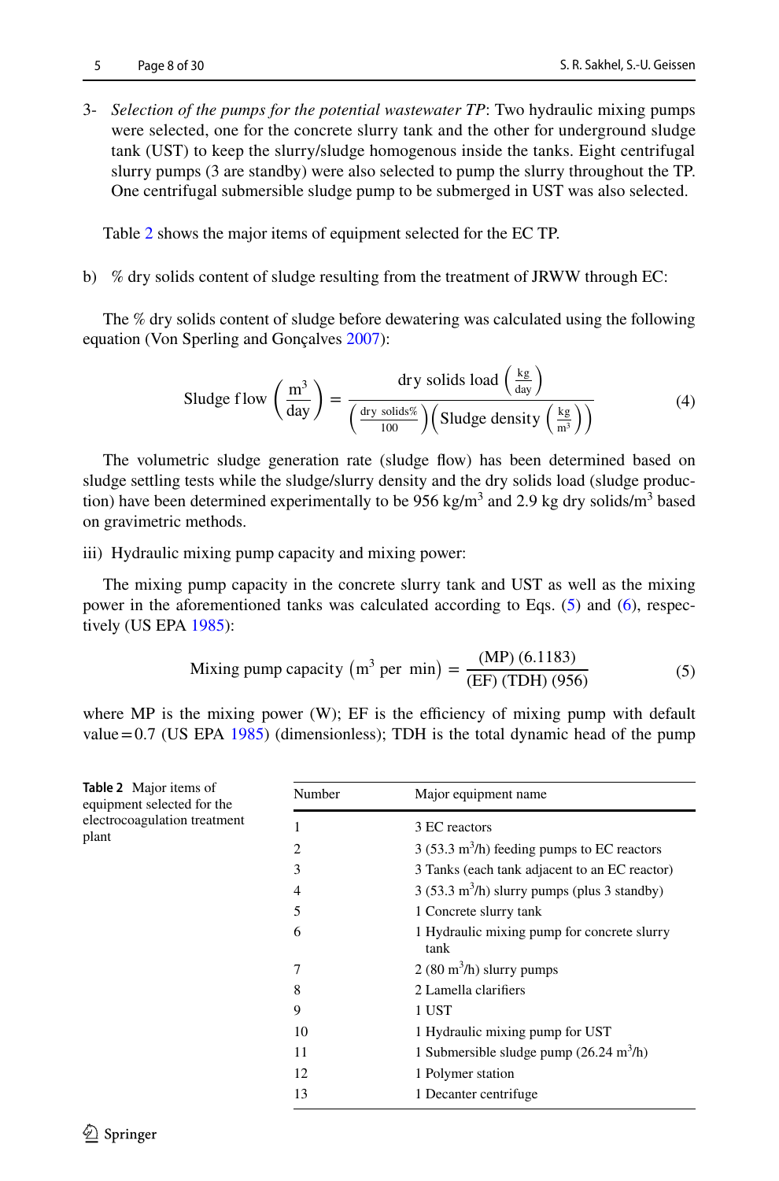3- *Selection of the pumps for the potential wastewater TP*: Two hydraulic mixing pumps were selected, one for the concrete slurry tank and the other for underground sludge tank (UST) to keep the slurry/sludge homogenous inside the tanks. Eight centrifugal slurry pumps (3 are standby) were also selected to pump the slurry throughout the TP. One centrifugal submersible sludge pump to be submerged in UST was also selected.

Table 2 shows the major items of equipment selected for the EC TP.

b) % dry solids content of sludge resulting from the treatment of JRWW through EC:

The % dry solids content of sludge before dewatering was calculated using the following equation (Von Sperling and Gonçalves 2007):

$$\text{Sludge flow}\left(\frac{\text{m}^3}{\text{day}}\right) = \frac{\text{dry solids load}\left(\frac{\text{kg}}{\text{day}}\right)}{\left(\frac{\text{dry solids\%}}{100}\right)\left(\text{Sludge density}\left(\frac{\text{kg}}{\text{m}^3}\right)\right)} \tag{4}$$

The volumetric sludge generation rate (sludge flow) has been determined based on sludge settling tests while the sludge/slurry density and the dry solids load (sludge production) have been determined experimentally to be 956 kg/m$^3$ and 2.9 kg dry solids/m$^3$ based on gravimetric methods.

iii) Hydraulic mixing pump capacity and mixing power:

The mixing pump capacity in the concrete slurry tank and UST as well as the mixing power in the aforementioned tanks was calculated according to Eqs. (5) and (6), respectively (US EPA 1985):

$$\text{Mixing pump capacity}\left(\text{m}^3 \text{ per min}\right) = \frac{(\text{MP})\,(6.1183)}{(\text{EF})\,(\text{TDH})\,(956)} \tag{5}$$

where MP is the mixing power (W); EF is the efficiency of mixing pump with default value = 0.7 (US EPA 1985) (dimensionless); TDH is the total dynamic head of the pump

**Table 2** Major items of equipment selected for the electrocoagulation treatment plant

| Number | Major equipment name |
|---|---|
| 1 | 3 EC reactors |
| 2 | 3 (53.3 m$^3$/h) feeding pumps to EC reactors |
| 3 | 3 Tanks (each tank adjacent to an EC reactor) |
| 4 | 3 (53.3 m$^3$/h) slurry pumps (plus 3 standby) |
| 5 | 1 Concrete slurry tank |
| 6 | 1 Hydraulic mixing pump for concrete slurry tank |
| 7 | 2 (80 m$^3$/h) slurry pumps |
| 8 | 2 Lamella clarifiers |
| 9 | 1 UST |
| 10 | 1 Hydraulic mixing pump for UST |
| 11 | 1 Submersible sludge pump (26.24 m$^3$/h) |
| 12 | 1 Polymer station |
| 13 | 1 Decanter centrifuge |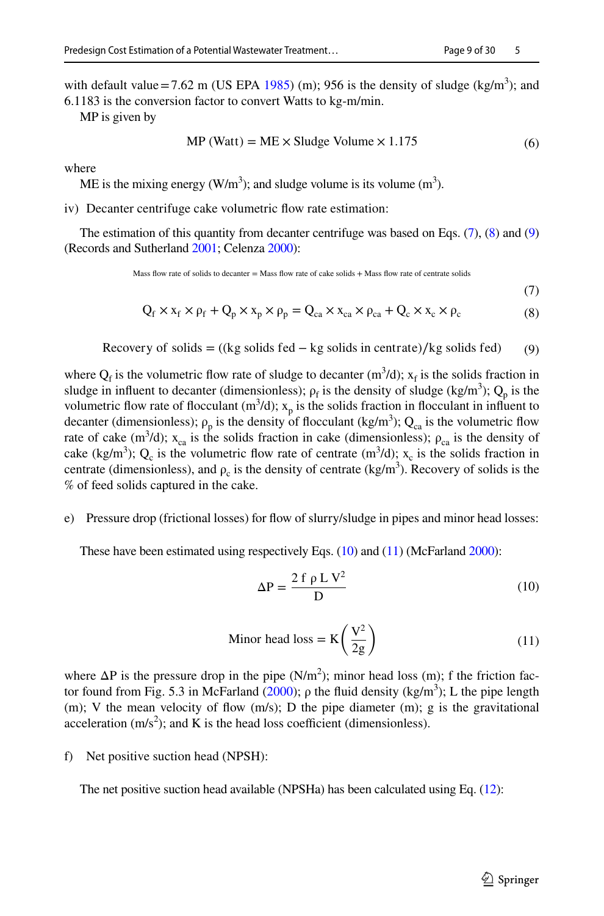with default value = 7.62 m (US EPA 1985) (m); 956 is the density of sludge (kg/m$^3$); and 6.1183 is the conversion factor to convert Watts to kg-m/min.

MP is given by

$$\text{MP (Watt)} = \text{ME} \times \text{Sludge Volume} \times 1.175 \tag{6}$$

where

ME is the mixing energy (W/m$^3$); and sludge volume is its volume (m$^3$).

iv) Decanter centrifuge cake volumetric flow rate estimation:

The estimation of this quantity from decanter centrifuge was based on Eqs. (7), (8) and (9) (Records and Sutherland 2001; Celenza 2000):

$$\text{Mass flow rate of solids to decanter} = \text{Mass flow rate of cake solids} + \text{Mass flow rate of centrate solids} \tag{7}$$

$$Q_f \times x_f \times \rho_f + Q_p \times x_p \times \rho_p = Q_{ca} \times x_{ca} \times \rho_{ca} + Q_c \times x_c \times \rho_c \tag{8}$$

$$\text{Recovery of solids} = ((\text{kg solids fed} - \text{kg solids in centrate})/\text{kg solids fed}) \tag{9}$$

where $Q_f$ is the volumetric flow rate of sludge to decanter (m$^3$/d); $x_f$ is the solids fraction in sludge in influent to decanter (dimensionless); $\rho_f$ is the density of sludge (kg/m$^3$); $Q_p$ is the volumetric flow rate of flocculant (m$^3$/d); $x_p$ is the solids fraction in flocculant in influent to decanter (dimensionless); $\rho_p$ is the density of flocculant (kg/m$^3$); $Q_{ca}$ is the volumetric flow rate of cake (m$^3$/d); $x_{ca}$ is the solids fraction in cake (dimensionless); $\rho_{ca}$ is the density of cake (kg/m$^3$); $Q_c$ is the volumetric flow rate of centrate (m$^3$/d); $x_c$ is the solids fraction in centrate (dimensionless), and $\rho_c$ is the density of centrate (kg/m$^3$). Recovery of solids is the % of feed solids captured in the cake.

e) Pressure drop (frictional losses) for flow of slurry/sludge in pipes and minor head losses:

These have been estimated using respectively Eqs. (10) and (11) (McFarland 2000):

$$\Delta P = \frac{2\,f\,\rho\,L\,V^2}{D} \tag{10}$$

$$\text{Minor head loss} = K\left(\frac{V^2}{2g}\right) \tag{11}$$

where $\Delta P$ is the pressure drop in the pipe (N/m$^2$); minor head loss (m); f the friction factor found from Fig. 5.3 in McFarland (2000); $\rho$ the fluid density (kg/m$^3$); L the pipe length (m); V the mean velocity of flow (m/s); D the pipe diameter (m); g is the gravitational acceleration (m/s$^2$); and K is the head loss coefficient (dimensionless).

f) Net positive suction head (NPSH):

The net positive suction head available (NPSHa) has been calculated using Eq. (12):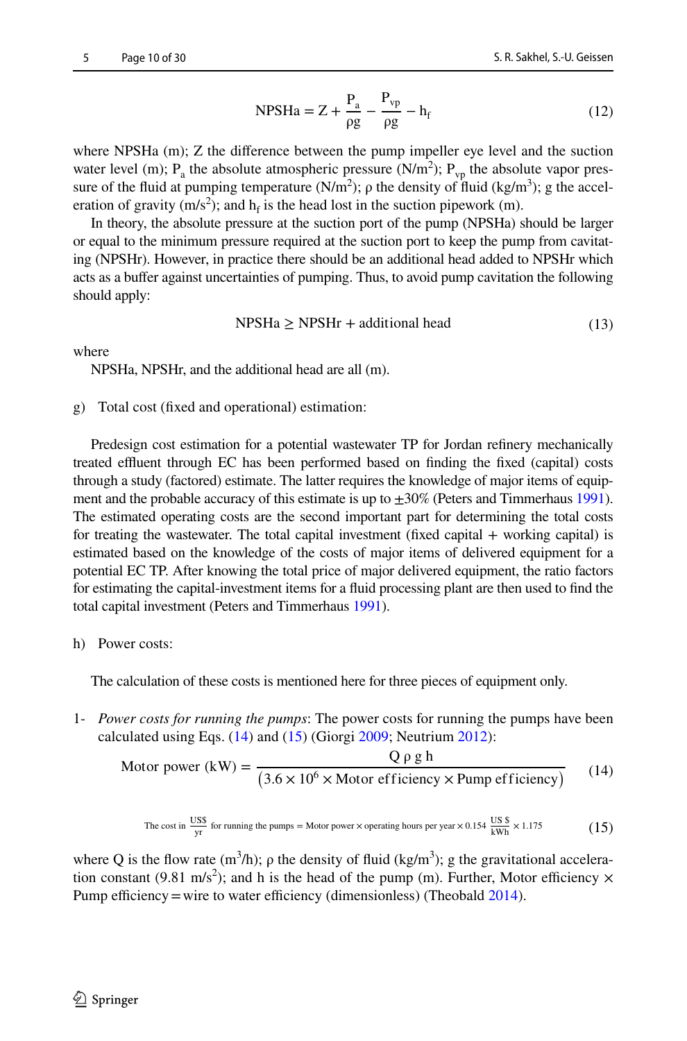$$\text{NPSHa} = \text{Z} + \frac{\text{P}_\text{a}}{\rho\text{g}} - \frac{\text{P}_\text{vp}}{\rho\text{g}} - \text{h}_\text{f} \tag{12}$$

where NPSHa (m); Z the difference between the pump impeller eye level and the suction water level (m); $P_a$ the absolute atmospheric pressure (N/m$^2$); $P_{vp}$ the absolute vapor pressure of the fluid at pumping temperature (N/m$^2$); ρ the density of fluid (kg/m$^3$); g the acceleration of gravity (m/s$^2$); and $h_f$ is the head lost in the suction pipework (m).

In theory, the absolute pressure at the suction port of the pump (NPSHa) should be larger or equal to the minimum pressure required at the suction port to keep the pump from cavitating (NPSHr). However, in practice there should be an additional head added to NPSHr which acts as a buffer against uncertainties of pumping. Thus, to avoid pump cavitation the following should apply:

$$\text{NPSHa} \geq \text{NPSHr} + \text{additional head} \tag{13}$$

where

NPSHa, NPSHr, and the additional head are all (m).

g) Total cost (fixed and operational) estimation:

Predesign cost estimation for a potential wastewater TP for Jordan refinery mechanically treated effluent through EC has been performed based on finding the fixed (capital) costs through a study (factored) estimate. The latter requires the knowledge of major items of equipment and the probable accuracy of this estimate is up to ±30% (Peters and Timmerhaus 1991). The estimated operating costs are the second important part for determining the total costs for treating the wastewater. The total capital investment (fixed capital + working capital) is estimated based on the knowledge of the costs of major items of delivered equipment for a potential EC TP. After knowing the total price of major delivered equipment, the ratio factors for estimating the capital-investment items for a fluid processing plant are then used to find the total capital investment (Peters and Timmerhaus 1991).

h) Power costs:

The calculation of these costs is mentioned here for three pieces of equipment only.

1- *Power costs for running the pumps*: The power costs for running the pumps have been calculated using Eqs. (14) and (15) (Giorgi 2009; Neutrium 2012):

$$\text{Motor power (kW)} = \frac{\text{Q}\,\rho\,\text{g}\,\text{h}}{(3.6 \times 10^6 \times \text{Motor efficiency} \times \text{Pump efficiency})} \tag{14}$$

$$\text{The cost in } \frac{\text{US\$}}{\text{yr}} \text{ for running the pumps} = \text{Motor power} \times \text{operating hours per year} \times 0.154\ \frac{\text{US \$}}{\text{kWh}} \times 1.175 \tag{15}$$

where Q is the flow rate (m$^3$/h); ρ the density of fluid (kg/m$^3$); g the gravitational acceleration constant (9.81 m/s$^2$); and h is the head of the pump (m). Further, Motor efficiency × Pump efficiency = wire to water efficiency (dimensionless) (Theobald 2014).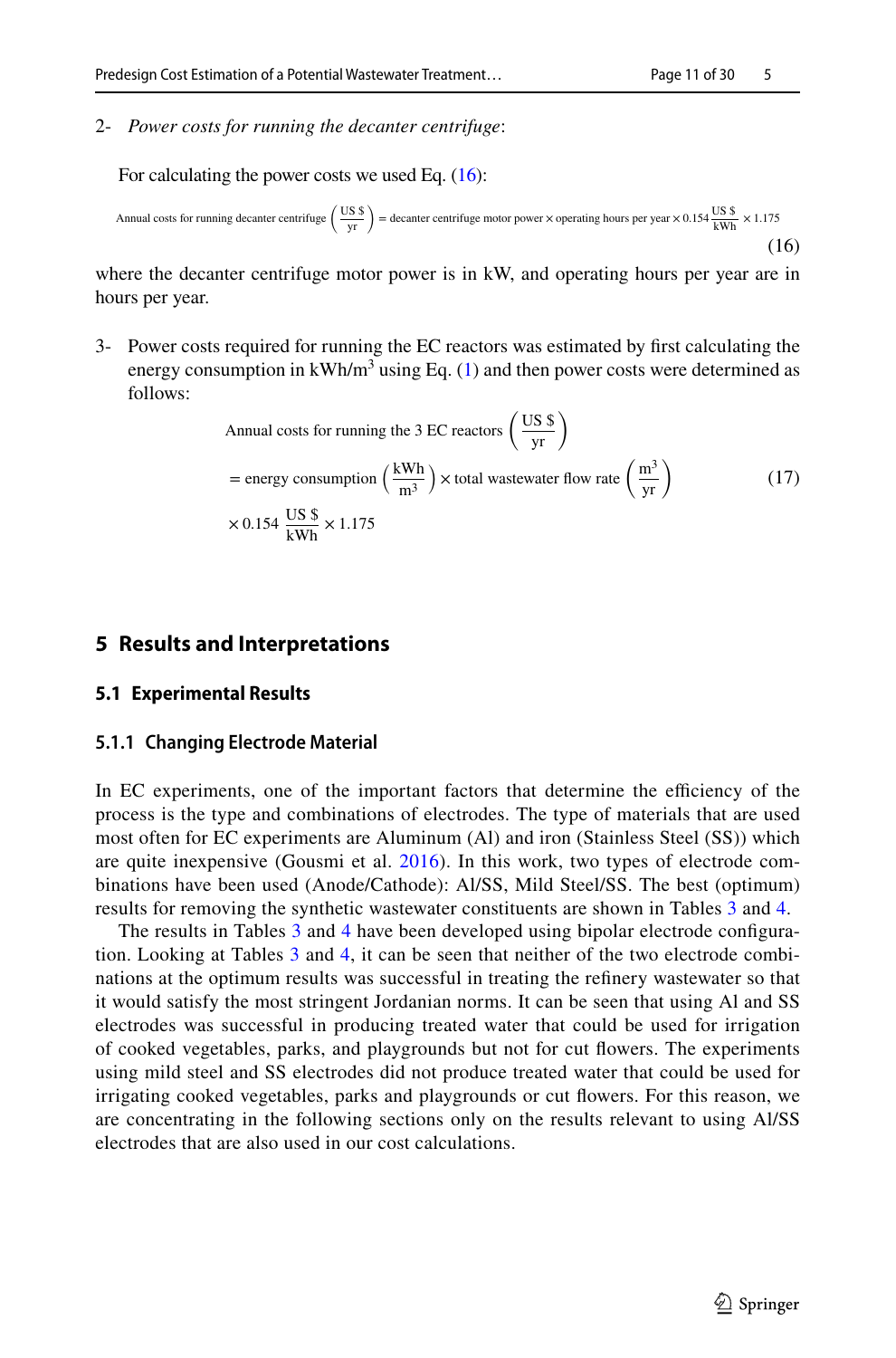2- *Power costs for running the decanter centrifuge*:

For calculating the power costs we used Eq. (16):

$$\text{Annual costs for running decanter centrifuge}\left(\frac{\text{US \$}}{\text{yr}}\right) = \text{decanter centrifuge motor power} \times \text{operating hours per year} \times 0.154\,\frac{\text{US \$}}{\text{kWh}} \times 1.175 \tag{16}$$

where the decanter centrifuge motor power is in kW, and operating hours per year are in hours per year.

3- Power costs required for running the EC reactors was estimated by first calculating the energy consumption in kWh/m$^3$ using Eq. (1) and then power costs were determined as follows:

$$\begin{aligned}&\text{Annual costs for running the 3 EC reactors}\left(\frac{\text{US \$}}{\text{yr}}\right)\\&= \text{energy consumption}\left(\frac{\text{kWh}}{\text{m}^3}\right) \times \text{total wastewater flow rate}\left(\frac{\text{m}^3}{\text{yr}}\right)\\&\times 0.154\,\frac{\text{US \$}}{\text{kWh}} \times 1.175\end{aligned} \tag{17}$$

## 5 Results and Interpretations

### 5.1 Experimental Results

#### 5.1.1 Changing Electrode Material

In EC experiments, one of the important factors that determine the efficiency of the process is the type and combinations of electrodes. The type of materials that are used most often for EC experiments are Aluminum (Al) and iron (Stainless Steel (SS)) which are quite inexpensive (Gousmi et al. 2016). In this work, two types of electrode combinations have been used (Anode/Cathode): Al/SS, Mild Steel/SS. The best (optimum) results for removing the synthetic wastewater constituents are shown in Tables 3 and 4.

The results in Tables 3 and 4 have been developed using bipolar electrode configuration. Looking at Tables 3 and 4, it can be seen that neither of the two electrode combinations at the optimum results was successful in treating the refinery wastewater so that it would satisfy the most stringent Jordanian norms. It can be seen that using Al and SS electrodes was successful in producing treated water that could be used for irrigation of cooked vegetables, parks, and playgrounds but not for cut flowers. The experiments using mild steel and SS electrodes did not produce treated water that could be used for irrigating cooked vegetables, parks and playgrounds or cut flowers. For this reason, we are concentrating in the following sections only on the results relevant to using Al/SS electrodes that are also used in our cost calculations.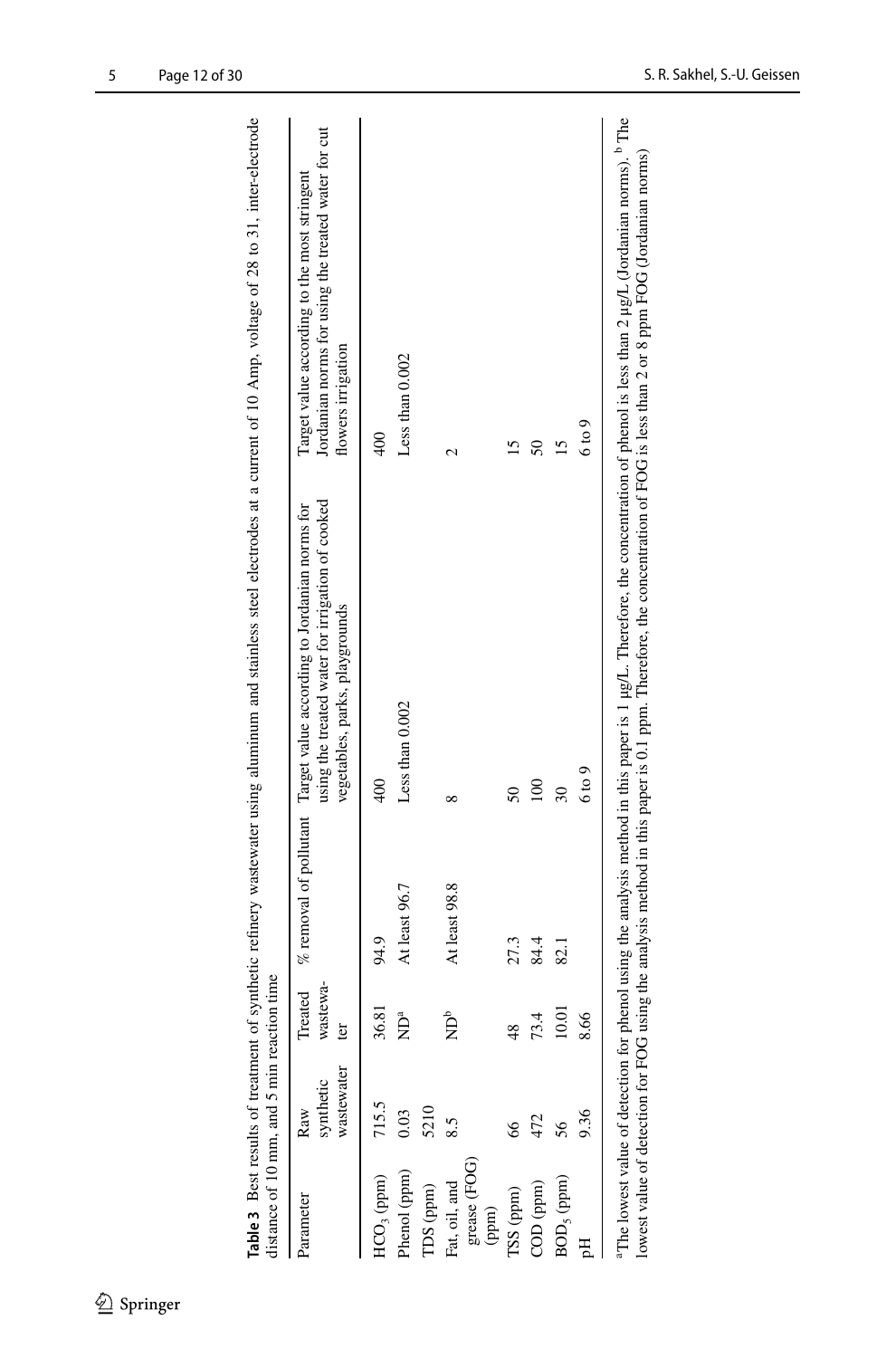**Table 3** Best results of treatment of synthetic refinery wastewater using aluminum and stainless steel electrodes at a current of 10 Amp, voltage of 28 to 31, inter-electrode distance of 10 mm, and 5 min reaction time

| Parameter | Raw synthetic wastewater | Treated wastewater | % removal of pollutant | Target value according to Jordanian norms for using the treated water for irrigation of cooked vegetables, parks, playgrounds | Target value according to the most stringent Jordanian norms for using the treated water for cut flowers irrigation |
|---|---|---|---|---|---|
| $HCO_3$ (ppm) | 715.5 | 36.81 | 94.9 | 400 | 400 |
| Phenol (ppm) | 0.03 | ND[a] | At least 96.7 | Less than 0.002 | Less than 0.002 |
| TDS (ppm) | 5210 | | | | |
| Fat, oil, and grease (FOG) (ppm) | 8.5 | ND[b] | At least 98.8 | 8 | 2 |
| TSS (ppm) | 66 | 48 | 27.3 | 50 | 15 |
| COD (ppm) | 472 | 73.4 | 84.4 | 100 | 50 |
| $BOD_5$ (ppm) | 56 | 10.01 | 82.1 | 30 | 15 |
| pH | 9.36 | 8.66 | | 6 to 9 | 6 to 9 |

[a]The lowest value of detection for phenol using the analysis method in this paper is 1 μg/L. Therefore, the concentration of phenol is less than 2 μg/L (Jordanian norms). [b]The lowest value of detection for FOG using the analysis method in this paper is 0.1 ppm. Therefore, the concentration of FOG is less than 2 or 8 ppm FOG (Jordanian norms)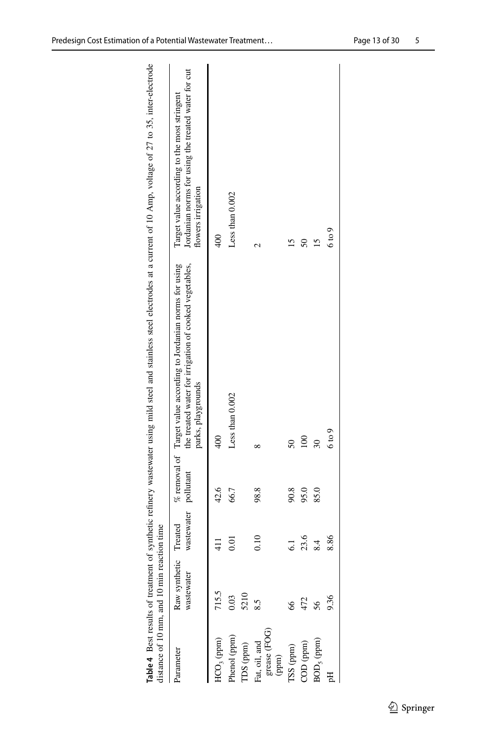**Table 4** Best results of treatment of synthetic refinery wastewater using mild steel and stainless steel electrodes at a current of 10 Amp, voltage of 27 to 35, inter-electrode distance of 10 mm, and 10 min reaction time

| Parameter | Raw synthetic wastewater | Treated wastewater | % removal of pollutant | Target value according to Jordanian norms for using the treated water for irrigation of cooked vegetables, parks, playgrounds | Target value according to the most stringent Jordanian norms for using the treated water for cut flowers irrigation |
|---|---|---|---|---|---|
| $HCO_3$ (ppm) | 715.5 | 411 | 42.6 | 400 | 400 |
| Phenol (ppm) | 0.03 | 0.01 | 66.7 | Less than 0.002 | Less than 0.002 |
| TDS (ppm) | 5210 | | | | |
| Fat, oil, and grease (FOG) (ppm) | 8.5 | 0.10 | 98.8 | 8 | 2 |
| TSS (ppm) | 66 | 6.1 | 90.8 | 50 | 15 |
| COD (ppm) | 472 | 23.6 | 95.0 | 100 | 50 |
| $BOD_5$ (ppm) | 56 | 8.4 | 85.0 | 30 | 15 |
| pH | 9.36 | 8.86 | | 6 to 9 | 6 to 9 |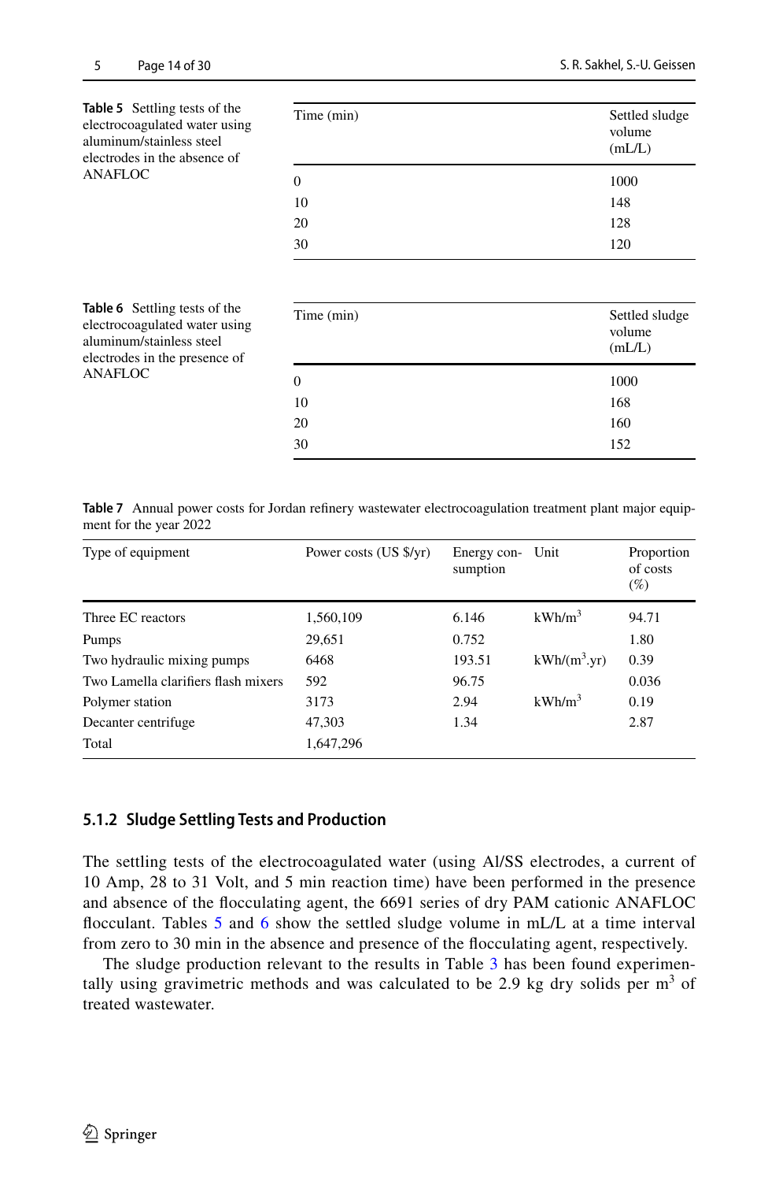**Table 5** Settling tests of the electrocoagulated water using aluminum/stainless steel electrodes in the absence of ANAFLOC

| Time (min) | Settled sludge volume (mL/L) |
|---|---|
| 0 | 1000 |
| 10 | 148 |
| 20 | 128 |
| 30 | 120 |

**Table 6** Settling tests of the electrocoagulated water using aluminum/stainless steel electrodes in the presence of ANAFLOC

| Time (min) | Settled sludge volume (mL/L) |
|---|---|
| 0 | 1000 |
| 10 | 168 |
| 20 | 160 |
| 30 | 152 |

**Table 7** Annual power costs for Jordan refinery wastewater electrocoagulation treatment plant major equipment for the year 2022

| Type of equipment | Power costs (US $/yr) | Energy consumption | Unit | Proportion of costs (%) |
|---|---|---|---|---|
| Three EC reactors | 1,560,109 | 6.146 | $kWh/m^3$ | 94.71 |
| Pumps | 29,651 | 0.752 | | 1.80 |
| Two hydraulic mixing pumps | 6468 | 193.51 | $kWh/(m^3.yr)$ | 0.39 |
| Two Lamella clarifiers flash mixers | 592 | 96.75 | | 0.036 |
| Polymer station | 3173 | 2.94 | $kWh/m^3$ | 0.19 |
| Decanter centrifuge | 47,303 | 1.34 | | 2.87 |
| Total | 1,647,296 | | | |

### 5.1.2 Sludge Settling Tests and Production

The settling tests of the electrocoagulated water (using Al/SS electrodes, a current of 10 Amp, 28 to 31 Volt, and 5 min reaction time) have been performed in the presence and absence of the flocculating agent, the 6691 series of dry PAM cationic ANAFLOC flocculant. Tables 5 and 6 show the settled sludge volume in mL/L at a time interval from zero to 30 min in the absence and presence of the flocculating agent, respectively.

The sludge production relevant to the results in Table 3 has been found experimentally using gravimetric methods and was calculated to be 2.9 kg dry solids per $m^3$ of treated wastewater.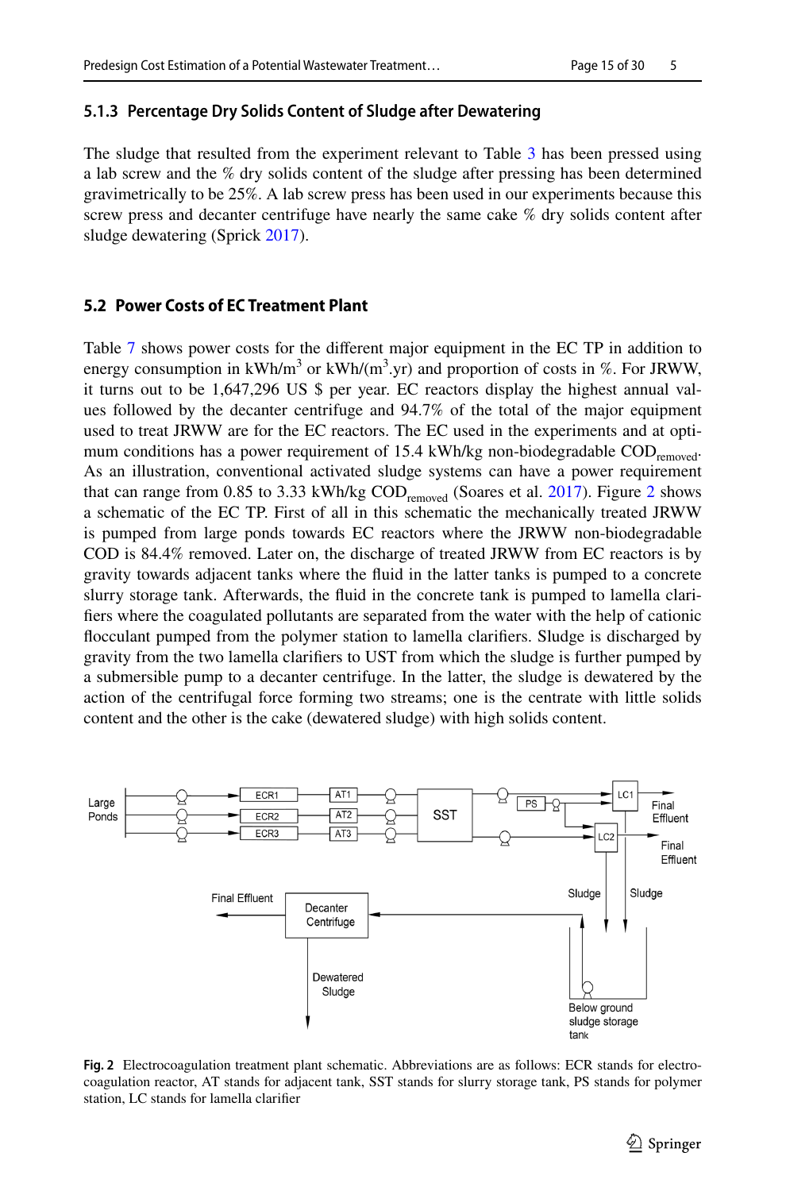### 5.1.3 Percentage Dry Solids Content of Sludge after Dewatering

The sludge that resulted from the experiment relevant to Table 3 has been pressed using a lab screw and the % dry solids content of the sludge after pressing has been determined gravimetrically to be 25%. A lab screw press has been used in our experiments because this screw press and decanter centrifuge have nearly the same cake % dry solids content after sludge dewatering (Sprick 2017).

## 5.2 Power Costs of EC Treatment Plant

Table 7 shows power costs for the different major equipment in the EC TP in addition to energy consumption in kWh/m$^3$ or kWh/(m$^3$.yr) and proportion of costs in %. For JRWW, it turns out to be 1,647,296 US $ per year. EC reactors display the highest annual values followed by the decanter centrifuge and 94.7% of the total of the major equipment used to treat JRWW are for the EC reactors. The EC used in the experiments and at optimum conditions has a power requirement of 15.4 kWh/kg non-biodegradable COD$_{removed}$. As an illustration, conventional activated sludge systems can have a power requirement that can range from 0.85 to 3.33 kWh/kg COD$_{removed}$ (Soares et al. 2017). Figure 2 shows a schematic of the EC TP. First of all in this schematic the mechanically treated JRWW is pumped from large ponds towards EC reactors where the JRWW non-biodegradable COD is 84.4% removed. Later on, the discharge of treated JRWW from EC reactors is by gravity towards adjacent tanks where the fluid in the latter tanks is pumped to a concrete slurry storage tank. Afterwards, the fluid in the concrete tank is pumped to lamella clarifiers where the coagulated pollutants are separated from the water with the help of cationic flocculant pumped from the polymer station to lamella clarifiers. Sludge is discharged by gravity from the two lamella clarifiers to UST from which the sludge is further pumped by a submersible pump to a decanter centrifuge. In the latter, the sludge is dewatered by the action of the centrifugal force forming two streams; one is the centrate with little solids content and the other is the cake (dewatered sludge) with high solids content.

**Fig. 2** Electrocoagulation treatment plant schematic. Abbreviations are as follows: ECR stands for electrocoagulation reactor, AT stands for adjacent tank, SST stands for slurry storage tank, PS stands for polymer station, LC stands for lamella clarifier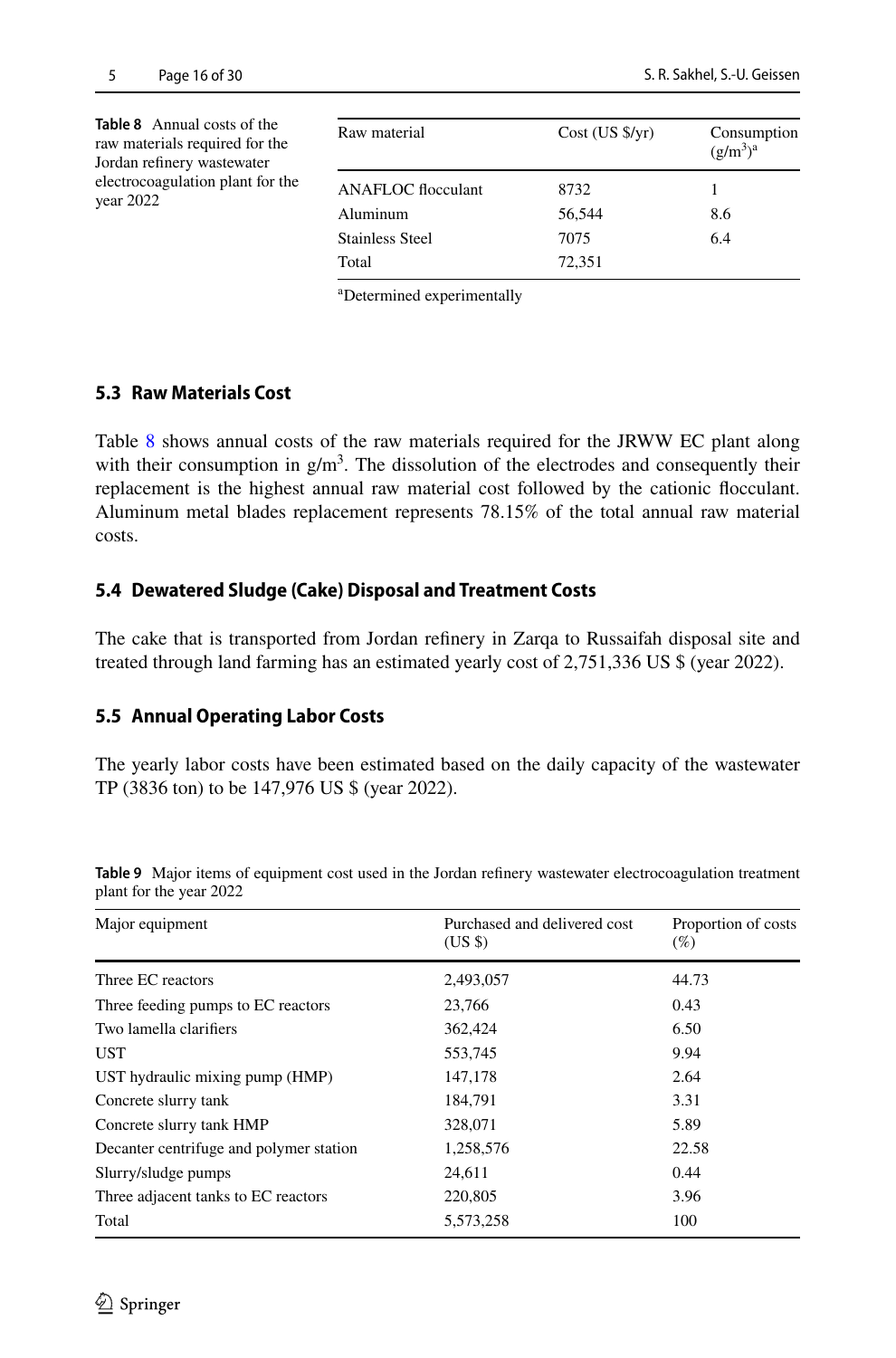**Table 8** Annual costs of the raw materials required for the Jordan refinery wastewater electrocoagulation plant for the year 2022

| Raw material | Cost (US $/yr) | Consumption $(g/m^3)$[a] |
|---|---|---|
| ANAFLOC flocculant | 8732 | 1 |
| Aluminum | 56,544 | 8.6 |
| Stainless Steel | 7075 | 6.4 |
| Total | 72,351 | |

[a]Determined experimentally

### 5.3 Raw Materials Cost

Table 8 shows annual costs of the raw materials required for the JRWW EC plant along with their consumption in $g/m^3$. The dissolution of the electrodes and consequently their replacement is the highest annual raw material cost followed by the cationic flocculant. Aluminum metal blades replacement represents 78.15% of the total annual raw material costs.

### 5.4 Dewatered Sludge (Cake) Disposal and Treatment Costs

The cake that is transported from Jordan refinery in Zarqa to Russaifah disposal site and treated through land farming has an estimated yearly cost of 2,751,336 US $ (year 2022).

### 5.5 Annual Operating Labor Costs

The yearly labor costs have been estimated based on the daily capacity of the wastewater TP (3836 ton) to be 147,976 US $ (year 2022).

**Table 9** Major items of equipment cost used in the Jordan refinery wastewater electrocoagulation treatment plant for the year 2022

| Major equipment | Purchased and delivered cost (US $) | Proportion of costs (%) |
|---|---|---|
| Three EC reactors | 2,493,057 | 44.73 |
| Three feeding pumps to EC reactors | 23,766 | 0.43 |
| Two lamella clarifiers | 362,424 | 6.50 |
| UST | 553,745 | 9.94 |
| UST hydraulic mixing pump (HMP) | 147,178 | 2.64 |
| Concrete slurry tank | 184,791 | 3.31 |
| Concrete slurry tank HMP | 328,071 | 5.89 |
| Decanter centrifuge and polymer station | 1,258,576 | 22.58 |
| Slurry/sludge pumps | 24,611 | 0.44 |
| Three adjacent tanks to EC reactors | 220,805 | 3.96 |
| Total | 5,573,258 | 100 |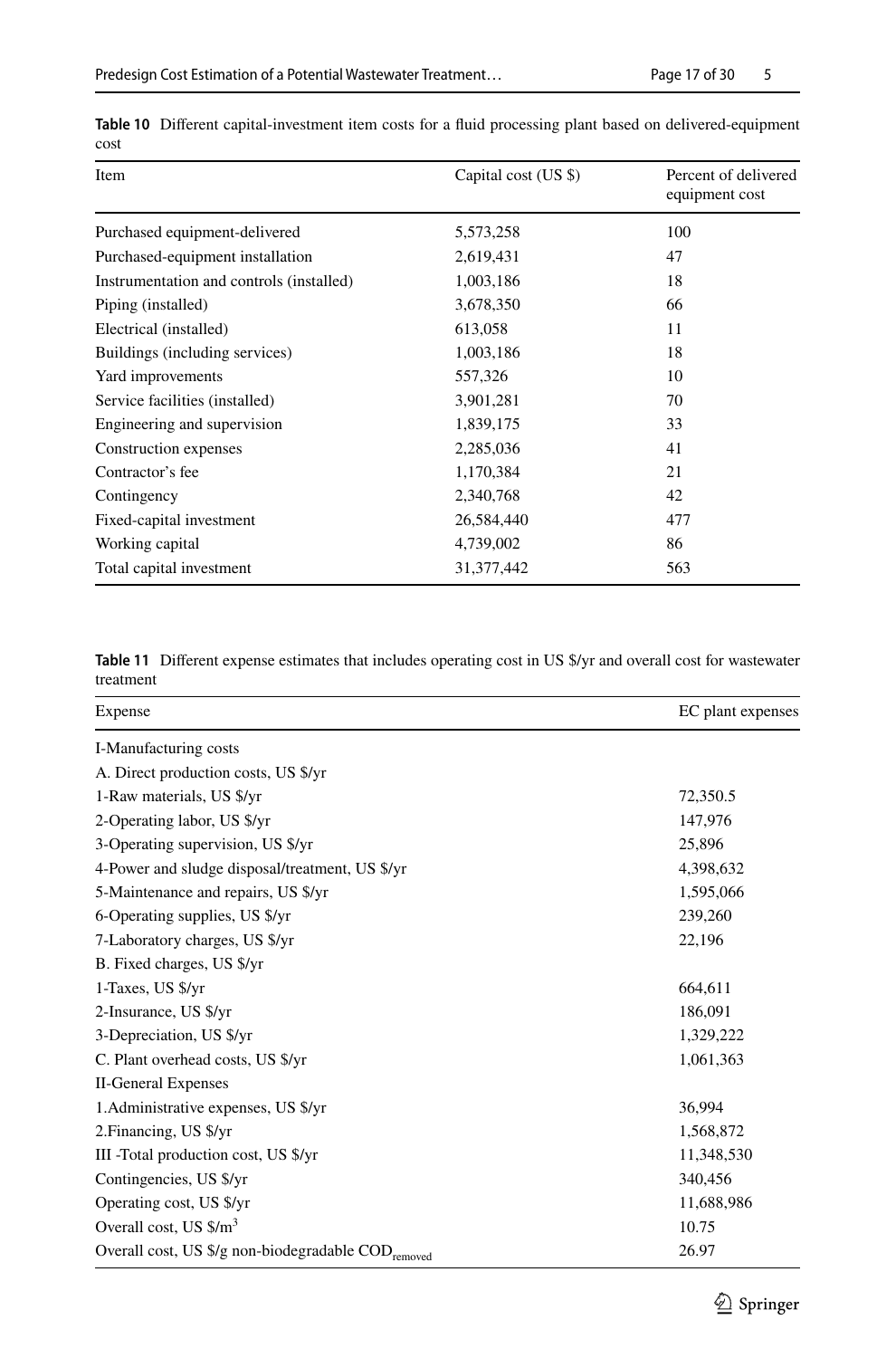**Table 10** Different capital-investment item costs for a fluid processing plant based on delivered-equipment cost

| Item | Capital cost (US $) | Percent of delivered equipment cost |
|---|---|---|
| Purchased equipment-delivered | 5,573,258 | 100 |
| Purchased-equipment installation | 2,619,431 | 47 |
| Instrumentation and controls (installed) | 1,003,186 | 18 |
| Piping (installed) | 3,678,350 | 66 |
| Electrical (installed) | 613,058 | 11 |
| Buildings (including services) | 1,003,186 | 18 |
| Yard improvements | 557,326 | 10 |
| Service facilities (installed) | 3,901,281 | 70 |
| Engineering and supervision | 1,839,175 | 33 |
| Construction expenses | 2,285,036 | 41 |
| Contractor's fee | 1,170,384 | 21 |
| Contingency | 2,340,768 | 42 |
| Fixed-capital investment | 26,584,440 | 477 |
| Working capital | 4,739,002 | 86 |
| Total capital investment | 31,377,442 | 563 |

**Table 11** Different expense estimates that includes operating cost in US $/yr and overall cost for wastewater treatment

| Expense | EC plant expenses |
|---|---|
| I-Manufacturing costs | |
| A. Direct production costs, US $/yr | |
| 1-Raw materials, US $/yr | 72,350.5 |
| 2-Operating labor, US $/yr | 147,976 |
| 3-Operating supervision, US $/yr | 25,896 |
| 4-Power and sludge disposal/treatment, US $/yr | 4,398,632 |
| 5-Maintenance and repairs, US $/yr | 1,595,066 |
| 6-Operating supplies, US $/yr | 239,260 |
| 7-Laboratory charges, US $/yr | 22,196 |
| B. Fixed charges, US $/yr | |
| 1-Taxes, US $/yr | 664,611 |
| 2-Insurance, US $/yr | 186,091 |
| 3-Depreciation, US $/yr | 1,329,222 |
| C. Plant overhead costs, US $/yr | 1,061,363 |
| II-General Expenses | |
| 1.Administrative expenses, US $/yr | 36,994 |
| 2.Financing, US $/yr | 1,568,872 |
| III -Total production cost, US $/yr | 11,348,530 |
| Contingencies, US $/yr | 340,456 |
| Operating cost, US $/yr | 11,688,986 |
| Overall cost, US $/m$^3$ | 10.75 |
| Overall cost, US $/g non-biodegradable COD$_{removed}$ | 26.97 |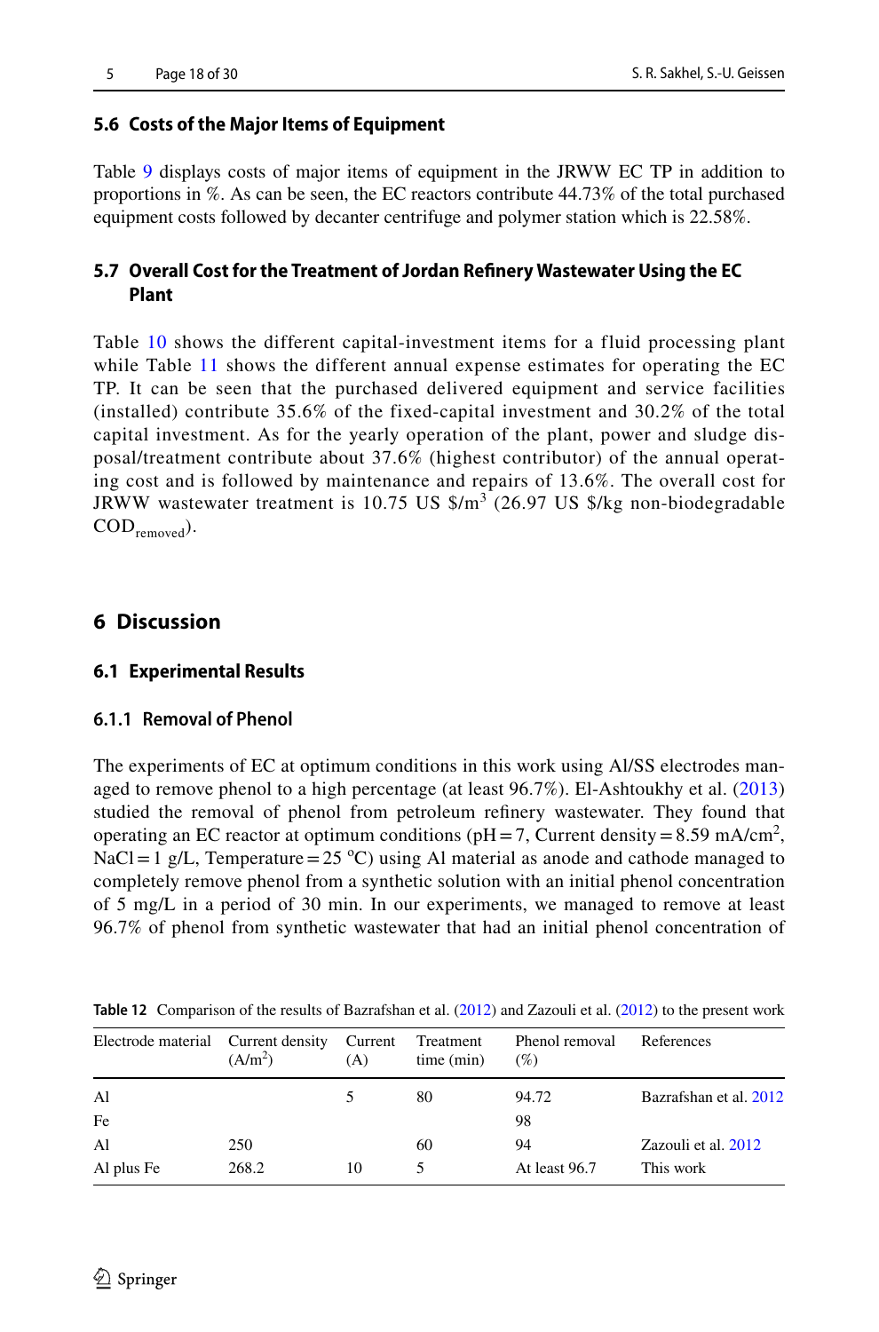### 5.6 Costs of the Major Items of Equipment

Table 9 displays costs of major items of equipment in the JRWW EC TP in addition to proportions in %. As can be seen, the EC reactors contribute 44.73% of the total purchased equipment costs followed by decanter centrifuge and polymer station which is 22.58%.

### 5.7 Overall Cost for the Treatment of Jordan Refinery Wastewater Using the EC Plant

Table 10 shows the different capital-investment items for a fluid processing plant while Table 11 shows the different annual expense estimates for operating the EC TP. It can be seen that the purchased delivered equipment and service facilities (installed) contribute 35.6% of the fixed-capital investment and 30.2% of the total capital investment. As for the yearly operation of the plant, power and sludge disposal/treatment contribute about 37.6% (highest contributor) of the annual operating cost and is followed by maintenance and repairs of 13.6%. The overall cost for JRWW wastewater treatment is 10.75 US $/m$^3$ (26.97 US $/kg non-biodegradable $COD_{removed}$).

## 6 Discussion

### 6.1 Experimental Results

#### 6.1.1 Removal of Phenol

The experiments of EC at optimum conditions in this work using Al/SS electrodes managed to remove phenol to a high percentage (at least 96.7%). El-Ashtoukhy et al. (2013) studied the removal of phenol from petroleum refinery wastewater. They found that operating an EC reactor at optimum conditions (pH = 7, Current density = 8.59 mA/cm$^2$, NaCl = 1 g/L, Temperature = 25 °C) using Al material as anode and cathode managed to completely remove phenol from a synthetic solution with an initial phenol concentration of 5 mg/L in a period of 30 min. In our experiments, we managed to remove at least 96.7% of phenol from synthetic wastewater that had an initial phenol concentration of

**Table 12** Comparison of the results of Bazrafshan et al. (2012) and Zazouli et al. (2012) to the present work

| Electrode material | Current density (A/m$^2$) | Current (A) | Treatment time (min) | Phenol removal (%) | References |
|---|---|---|---|---|---|
| Al | | 5 | 80 | 94.72 | Bazrafshan et al. 2012 |
| Fe | | | | 98 | |
| Al | 250 | | 60 | 94 | Zazouli et al. 2012 |
| Al plus Fe | 268.2 | 10 | 5 | At least 96.7 | This work |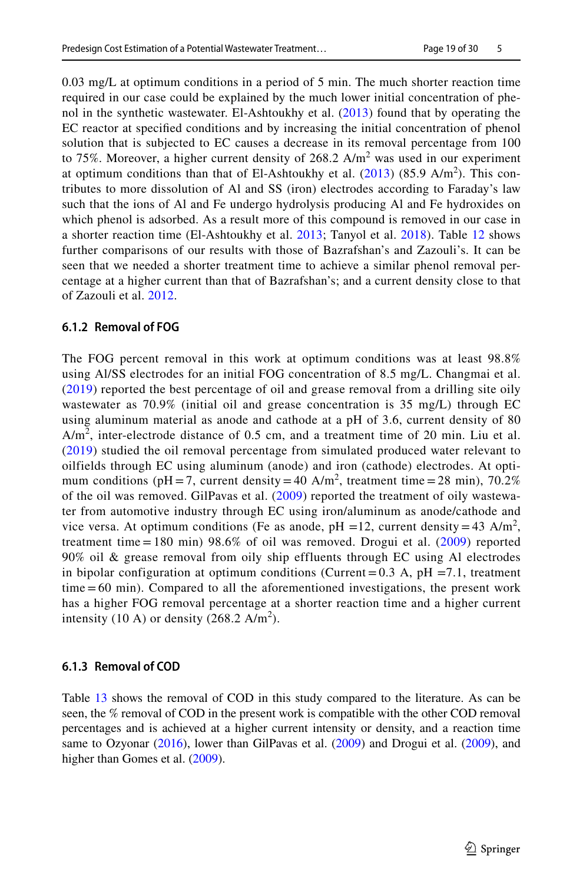0.03 mg/L at optimum conditions in a period of 5 min. The much shorter reaction time required in our case could be explained by the much lower initial concentration of phenol in the synthetic wastewater. El-Ashtoukhy et al. (2013) found that by operating the EC reactor at specified conditions and by increasing the initial concentration of phenol solution that is subjected to EC causes a decrease in its removal percentage from 100 to 75%. Moreover, a higher current density of 268.2 $A/m^2$ was used in our experiment at optimum conditions than that of El-Ashtoukhy et al. (2013) (85.9 $A/m^2$). This contributes to more dissolution of Al and SS (iron) electrodes according to Faraday's law such that the ions of Al and Fe undergo hydrolysis producing Al and Fe hydroxides on which phenol is adsorbed. As a result more of this compound is removed in our case in a shorter reaction time (El-Ashtoukhy et al. 2013; Tanyol et al. 2018). Table 12 shows further comparisons of our results with those of Bazrafshan's and Zazouli's. It can be seen that we needed a shorter treatment time to achieve a similar phenol removal percentage at a higher current than that of Bazrafshan's; and a current density close to that of Zazouli et al. 2012.

#### 6.1.2 Removal of FOG

The FOG percent removal in this work at optimum conditions was at least 98.8% using Al/SS electrodes for an initial FOG concentration of 8.5 mg/L. Changmai et al. (2019) reported the best percentage of oil and grease removal from a drilling site oily wastewater as 70.9% (initial oil and grease concentration is 35 mg/L) through EC using aluminum material as anode and cathode at a pH of 3.6, current density of 80 $A/m^2$, inter-electrode distance of 0.5 cm, and a treatment time of 20 min. Liu et al. (2019) studied the oil removal percentage from simulated produced water relevant to oilfields through EC using aluminum (anode) and iron (cathode) electrodes. At optimum conditions (pH = 7, current density = 40 $A/m^2$, treatment time = 28 min), 70.2% of the oil was removed. GilPavas et al. (2009) reported the treatment of oily wastewater from automotive industry through EC using iron/aluminum as anode/cathode and vice versa. At optimum conditions (Fe as anode, pH = 12, current density = 43 $A/m^2$, treatment time = 180 min) 98.6% of oil was removed. Drogui et al. (2009) reported 90% oil & grease removal from oily ship effluents through EC using Al electrodes in bipolar configuration at optimum conditions (Current = 0.3 A, pH = 7.1, treatment time = 60 min). Compared to all the aforementioned investigations, the present work has a higher FOG removal percentage at a shorter reaction time and a higher current intensity (10 A) or density (268.2 $A/m^2$).

#### 6.1.3 Removal of COD

Table 13 shows the removal of COD in this study compared to the literature. As can be seen, the % removal of COD in the present work is compatible with the other COD removal percentages and is achieved at a higher current intensity or density, and a reaction time same to Ozyonar (2016), lower than GilPavas et al. (2009) and Drogui et al. (2009), and higher than Gomes et al. (2009).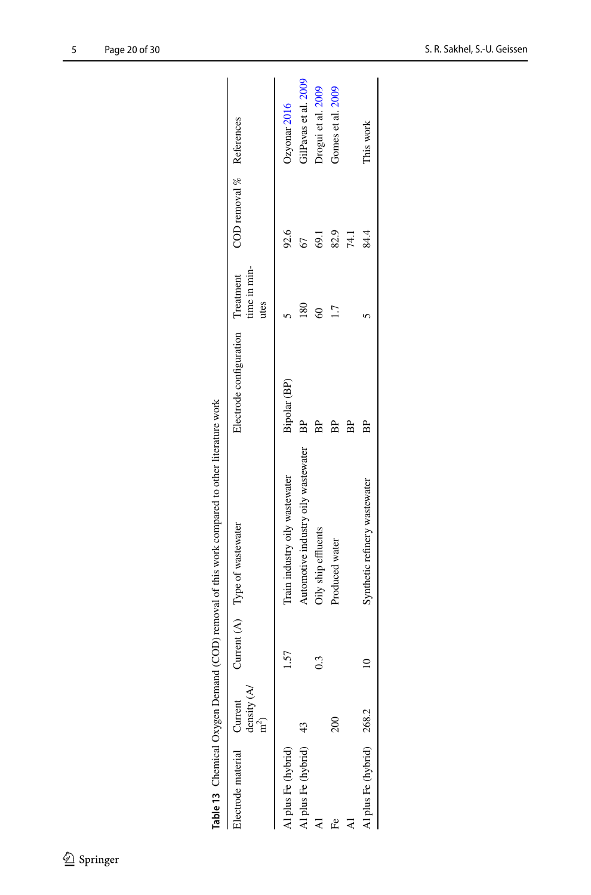**Table 13** Chemical Oxygen Demand (COD) removal of this work compared to other literature work

| Electrode material | Current density (A/m$^2$) | Current (A) | Type of wastewater | Electrode configuration | Treatment time in minutes | COD removal % | References |
|---|---|---|---|---|---|---|---|
| Al plus Fe (hybrid) | | 1.57 | Train industry oily wastewater | Bipolar (BP) | 5 | 92.6 | Ozyonar 2016 |
| Al plus Fe (hybrid) | 43 | | Automotive industry oily wastewater | BP | 180 | 67 | GilPavas et al. 2009 |
| Al | | 0.3 | Oily ship effluents | BP | 60 | 69.1 | Drogui et al. 2009 |
| Fe | 200 | | Produced water | BP | 1.7 | 82.9 | Gomes et al. 2009 |
| Al | | | | BP | | 74.1 | |
| Al plus Fe (hybrid) | 268.2 | 10 | Synthetic refinery wastewater | BP | 5 | 84.4 | This work |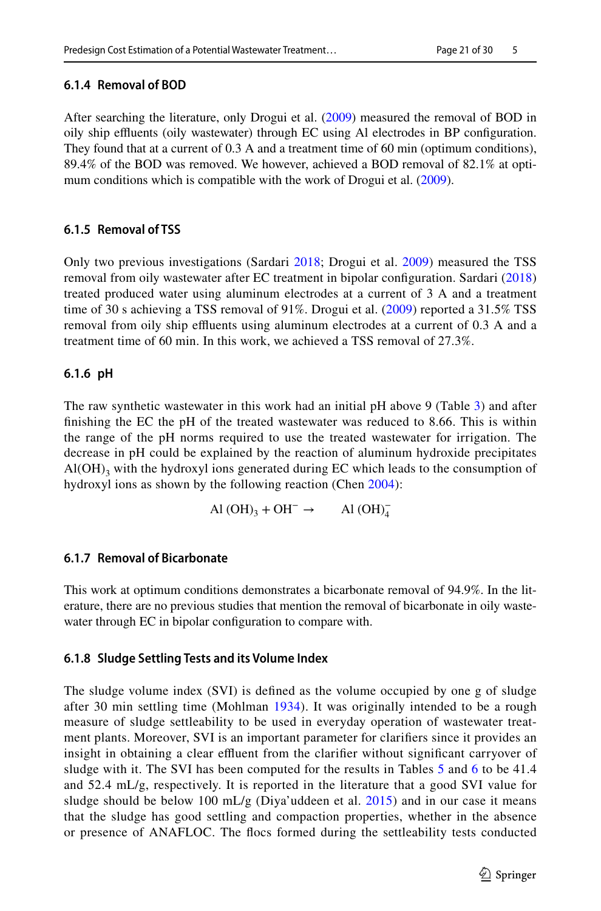#### 6.1.4 Removal of BOD

After searching the literature, only Drogui et al. (2009) measured the removal of BOD in oily ship effluents (oily wastewater) through EC using Al electrodes in BP configuration. They found that at a current of 0.3 A and a treatment time of 60 min (optimum conditions), 89.4% of the BOD was removed. We however, achieved a BOD removal of 82.1% at optimum conditions which is compatible with the work of Drogui et al. (2009).

#### 6.1.5 Removal of TSS

Only two previous investigations (Sardari 2018; Drogui et al. 2009) measured the TSS removal from oily wastewater after EC treatment in bipolar configuration. Sardari (2018) treated produced water using aluminum electrodes at a current of 3 A and a treatment time of 30 s achieving a TSS removal of 91%. Drogui et al. (2009) reported a 31.5% TSS removal from oily ship effluents using aluminum electrodes at a current of 0.3 A and a treatment time of 60 min. In this work, we achieved a TSS removal of 27.3%.

#### 6.1.6 pH

The raw synthetic wastewater in this work had an initial pH above 9 (Table 3) and after finishing the EC the pH of the treated wastewater was reduced to 8.66. This is within the range of the pH norms required to use the treated wastewater for irrigation. The decrease in pH could be explained by the reaction of aluminum hydroxide precipitates $Al(OH)_3$ with the hydroxyl ions generated during EC which leads to the consumption of hydroxyl ions as shown by the following reaction (Chen 2004):

$$Al\,(OH)_3 + OH^- \rightarrow \quad Al\,(OH)_4^-$$

#### 6.1.7 Removal of Bicarbonate

This work at optimum conditions demonstrates a bicarbonate removal of 94.9%. In the literature, there are no previous studies that mention the removal of bicarbonate in oily wastewater through EC in bipolar configuration to compare with.

#### 6.1.8 Sludge Settling Tests and its Volume Index

The sludge volume index (SVI) is defined as the volume occupied by one g of sludge after 30 min settling time (Mohlman 1934). It was originally intended to be a rough measure of sludge settleability to be used in everyday operation of wastewater treatment plants. Moreover, SVI is an important parameter for clarifiers since it provides an insight in obtaining a clear effluent from the clarifier without significant carryover of sludge with it. The SVI has been computed for the results in Tables 5 and 6 to be 41.4 and 52.4 mL/g, respectively. It is reported in the literature that a good SVI value for sludge should be below 100 mL/g (Diya'uddeen et al. 2015) and in our case it means that the sludge has good settling and compaction properties, whether in the absence or presence of ANAFLOC. The flocs formed during the settleability tests conducted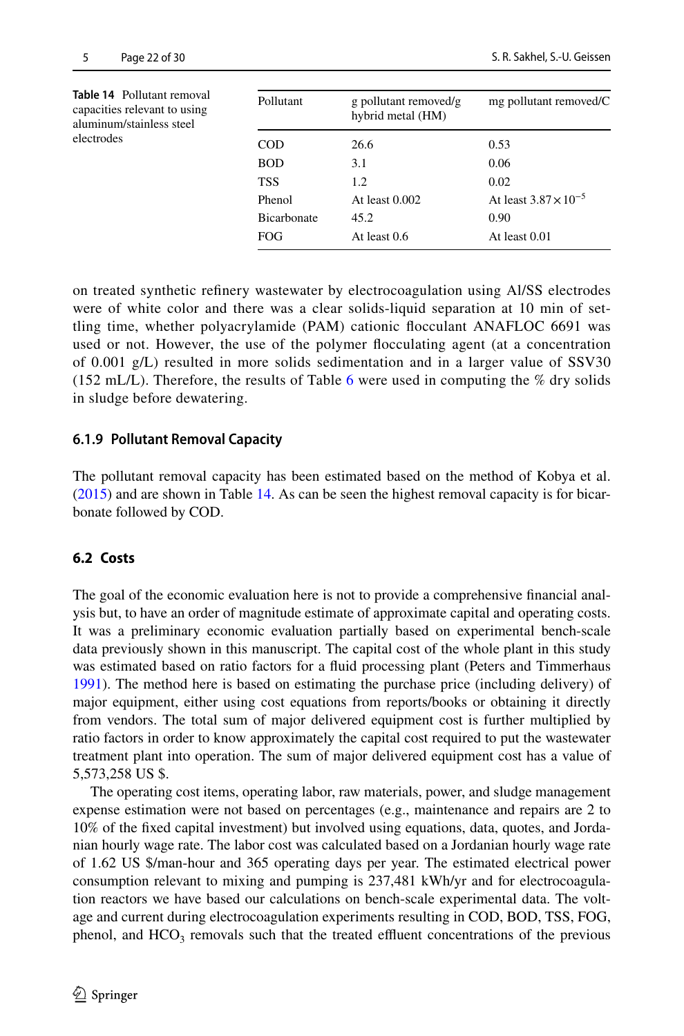**Table 14** Pollutant removal capacities relevant to using aluminum/stainless steel electrodes

| Pollutant | g pollutant removed/g hybrid metal (HM) | mg pollutant removed/C |
|---|---|---|
| COD | 26.6 | 0.53 |
| BOD | 3.1 | 0.06 |
| TSS | 1.2 | 0.02 |
| Phenol | At least 0.002 | At least $3.87 \times 10^{-5}$ |
| Bicarbonate | 45.2 | 0.90 |
| FOG | At least 0.6 | At least 0.01 |

on treated synthetic refinery wastewater by electrocoagulation using Al/SS electrodes were of white color and there was a clear solids-liquid separation at 10 min of settling time, whether polyacrylamide (PAM) cationic flocculant ANAFLOC 6691 was used or not. However, the use of the polymer flocculating agent (at a concentration of 0.001 g/L) resulted in more solids sedimentation and in a larger value of SSV30 (152 mL/L). Therefore, the results of Table 6 were used in computing the % dry solids in sludge before dewatering.

### 6.1.9 Pollutant Removal Capacity

The pollutant removal capacity has been estimated based on the method of Kobya et al. (2015) and are shown in Table 14. As can be seen the highest removal capacity is for bicarbonate followed by COD.

## 6.2 Costs

The goal of the economic evaluation here is not to provide a comprehensive financial analysis but, to have an order of magnitude estimate of approximate capital and operating costs. It was a preliminary economic evaluation partially based on experimental bench-scale data previously shown in this manuscript. The capital cost of the whole plant in this study was estimated based on ratio factors for a fluid processing plant (Peters and Timmerhaus 1991). The method here is based on estimating the purchase price (including delivery) of major equipment, either using cost equations from reports/books or obtaining it directly from vendors. The total sum of major delivered equipment cost is further multiplied by ratio factors in order to know approximately the capital cost required to put the wastewater treatment plant into operation. The sum of major delivered equipment cost has a value of 5,573,258 US $.

The operating cost items, operating labor, raw materials, power, and sludge management expense estimation were not based on percentages (e.g., maintenance and repairs are 2 to 10% of the fixed capital investment) but involved using equations, data, quotes, and Jordanian hourly wage rate. The labor cost was calculated based on a Jordanian hourly wage rate of 1.62 US $/man-hour and 365 operating days per year. The estimated electrical power consumption relevant to mixing and pumping is 237,481 kWh/yr and for electrocoagulation reactors we have based our calculations on bench-scale experimental data. The voltage and current during electrocoagulation experiments resulting in COD, BOD, TSS, FOG, phenol, and $HCO_3$ removals such that the treated effluent concentrations of the previous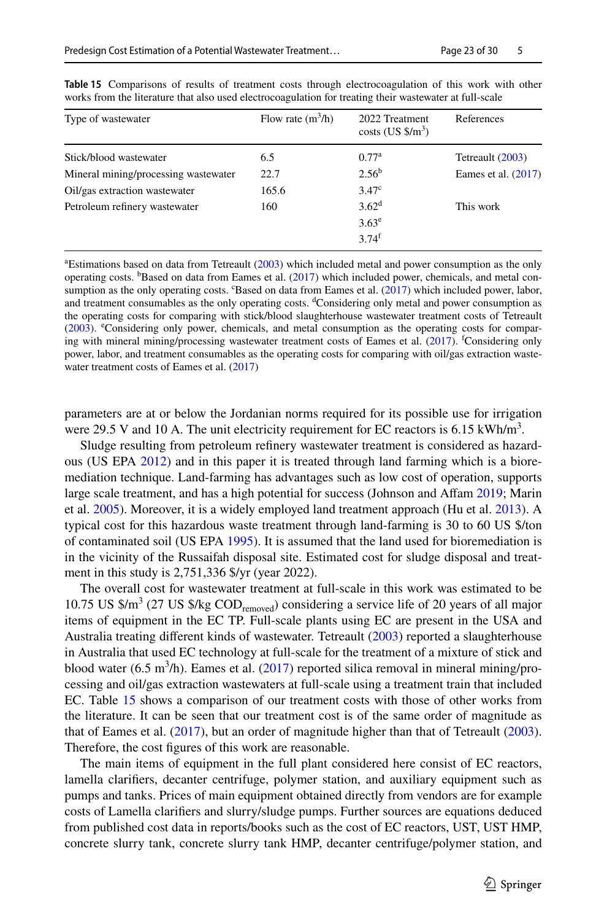**Table 15** Comparisons of results of treatment costs through electrocoagulation of this work with other works from the literature that also used electrocoagulation for treating their wastewater at full-scale

| Type of wastewater | Flow rate ($m^3$/h) | 2022 Treatment costs (US \$/$m^3$) | References |
|---|---|---|---|
| Stick/blood wastewater | 6.5 | 0.77[a] | Tetreault (2003) |
| Mineral mining/processing wastewater | 22.7 | 2.56[b] | Eames et al. (2017) |
| Oil/gas extraction wastewater | 165.6 | 3.47[c] | |
| Petroleum refinery wastewater | 160 | 3.62[d] | This work |
| | | 3.63[e] | |
| | | 3.74[f] | |

[a]Estimations based on data from Tetreault (2003) which included metal and power consumption as the only operating costs. [b]Based on data from Eames et al. (2017) which included power, chemicals, and metal consumption as the only operating costs. [c]Based on data from Eames et al. (2017) which included power, labor, and treatment consumables as the only operating costs. [d]Considering only metal and power consumption as the operating costs for comparing with stick/blood slaughterhouse wastewater treatment costs of Tetreault (2003). [e]Considering only power, chemicals, and metal consumption as the operating costs for comparing with mineral mining/processing wastewater treatment costs of Eames et al. (2017). [f]Considering only power, labor, and treatment consumables as the operating costs for comparing with oil/gas extraction wastewater treatment costs of Eames et al. (2017)

parameters are at or below the Jordanian norms required for its possible use for irrigation were 29.5 V and 10 A. The unit electricity requirement for EC reactors is 6.15 kWh/$m^3$.

Sludge resulting from petroleum refinery wastewater treatment is considered as hazardous (US EPA 2012) and in this paper it is treated through land farming which is a bioremediation technique. Land-farming has advantages such as low cost of operation, supports large scale treatment, and has a high potential for success (Johnson and Affam 2019; Marin et al. 2005). Moreover, it is a widely employed land treatment approach (Hu et al. 2013). A typical cost for this hazardous waste treatment through land-farming is 30 to 60 US \$/ton of contaminated soil (US EPA 1995). It is assumed that the land used for bioremediation is in the vicinity of the Russaifah disposal site. Estimated cost for sludge disposal and treatment in this study is 2,751,336 \$/yr (year 2022).

The overall cost for wastewater treatment at full-scale in this work was estimated to be 10.75 US \$/$m^3$ (27 US \$/kg $COD_{removed}$) considering a service life of 20 years of all major items of equipment in the EC TP. Full-scale plants using EC are present in the USA and Australia treating different kinds of wastewater. Tetreault (2003) reported a slaughterhouse in Australia that used EC technology at full-scale for the treatment of a mixture of stick and blood water (6.5 $m^3$/h). Eames et al. (2017) reported silica removal in mineral mining/processing and oil/gas extraction wastewaters at full-scale using a treatment train that included EC. Table 15 shows a comparison of our treatment costs with those of other works from the literature. It can be seen that our treatment cost is of the same order of magnitude as that of Eames et al. (2017), but an order of magnitude higher than that of Tetreault (2003). Therefore, the cost figures of this work are reasonable.

The main items of equipment in the full plant considered here consist of EC reactors, lamella clarifiers, decanter centrifuge, polymer station, and auxiliary equipment such as pumps and tanks. Prices of main equipment obtained directly from vendors are for example costs of Lamella clarifiers and slurry/sludge pumps. Further sources are equations deduced from published cost data in reports/books such as the cost of EC reactors, UST, UST HMP, concrete slurry tank, concrete slurry tank HMP, decanter centrifuge/polymer station, and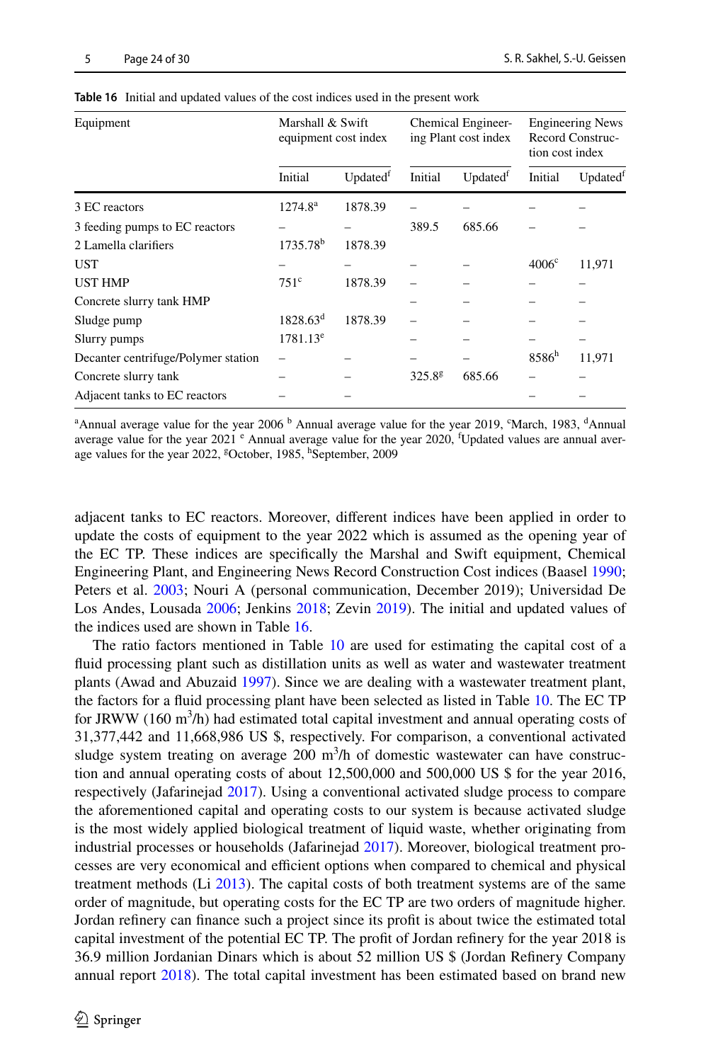**Table 16** Initial and updated values of the cost indices used in the present work

| Equipment | Marshall & Swift equipment cost index | | Chemical Engineering Plant cost index | | Engineering News Record Construction cost index | |
|---|---|---|---|---|---|---|
| | Initial | Updated[f] | Initial | Updated[f] | Initial | Updated[f] |
| 3 EC reactors | 1274.8[a] | 1878.39 | – | – | – | – |
| 3 feeding pumps to EC reactors | – | – | 389.5 | 685.66 | – | – |
| 2 Lamella clarifiers | 1735.78[b] | 1878.39 | | | | |
| UST | – | – | – | – | 4006[c] | 11,971 |
| UST HMP | 751[c] | 1878.39 | – | – | – | – |
| Concrete slurry tank HMP | | | – | – | – | – |
| Sludge pump | 1828.63[d] | 1878.39 | – | – | – | – |
| Slurry pumps | 1781.13[e] | | – | – | – | – |
| Decanter centrifuge/Polymer station | – | – | – | – | 8586[h] | 11,971 |
| Concrete slurry tank | – | – | 325.8[g] | 685.66 | – | – |
| Adjacent tanks to EC reactors | – | – | | | – | – |

[a]Annual average value for the year 2006 [b] Annual average value for the year 2019, [c]March, 1983, [d]Annual average value for the year 2021 [e] Annual average value for the year 2020, [f]Updated values are annual average values for the year 2022, [g]October, 1985, [h]September, 2009

adjacent tanks to EC reactors. Moreover, different indices have been applied in order to update the costs of equipment to the year 2022 which is assumed as the opening year of the EC TP. These indices are specifically the Marshal and Swift equipment, Chemical Engineering Plant, and Engineering News Record Construction Cost indices (Baasel 1990; Peters et al. 2003; Nouri A (personal communication, December 2019); Universidad De Los Andes, Lousada 2006; Jenkins 2018; Zevin 2019). The initial and updated values of the indices used are shown in Table 16.

The ratio factors mentioned in Table 10 are used for estimating the capital cost of a fluid processing plant such as distillation units as well as water and wastewater treatment plants (Awad and Abuzaid 1997). Since we are dealing with a wastewater treatment plant, the factors for a fluid processing plant have been selected as listed in Table 10. The EC TP for JRWW (160 $m^3$/h) had estimated total capital investment and annual operating costs of 31,377,442 and 11,668,986 US $, respectively. For comparison, a conventional activated sludge system treating on average 200 $m^3$/h of domestic wastewater can have construction and annual operating costs of about 12,500,000 and 500,000 US $ for the year 2016, respectively (Jafarinejad 2017). Using a conventional activated sludge process to compare the aforementioned capital and operating costs to our system is because activated sludge is the most widely applied biological treatment of liquid waste, whether originating from industrial processes or households (Jafarinejad 2017). Moreover, biological treatment processes are very economical and efficient options when compared to chemical and physical treatment methods (Li 2013). The capital costs of both treatment systems are of the same order of magnitude, but operating costs for the EC TP are two orders of magnitude higher. Jordan refinery can finance such a project since its profit is about twice the estimated total capital investment of the potential EC TP. The profit of Jordan refinery for the year 2018 is 36.9 million Jordanian Dinars which is about 52 million US $ (Jordan Refinery Company annual report 2018). The total capital investment has been estimated based on brand new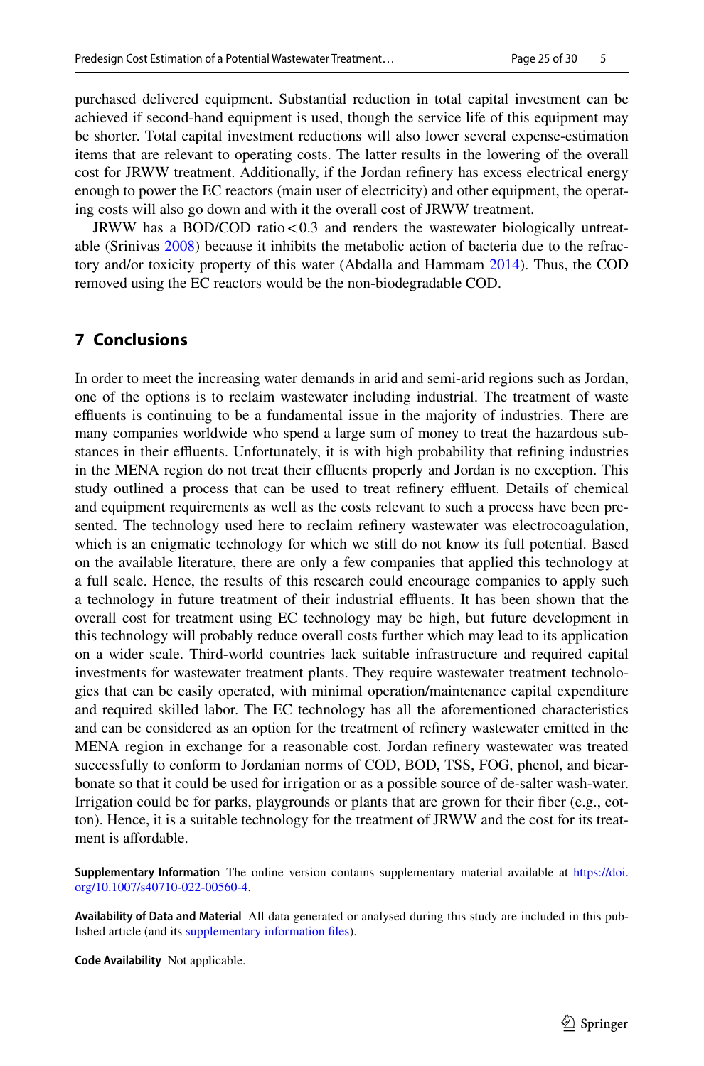purchased delivered equipment. Substantial reduction in total capital investment can be achieved if second-hand equipment is used, though the service life of this equipment may be shorter. Total capital investment reductions will also lower several expense-estimation items that are relevant to operating costs. The latter results in the lowering of the overall cost for JRWW treatment. Additionally, if the Jordan refinery has excess electrical energy enough to power the EC reactors (main user of electricity) and other equipment, the operating costs will also go down and with it the overall cost of JRWW treatment.

JRWW has a BOD/COD ratio < 0.3 and renders the wastewater biologically untreatable (Srinivas 2008) because it inhibits the metabolic action of bacteria due to the refractory and/or toxicity property of this water (Abdalla and Hammam 2014). Thus, the COD removed using the EC reactors would be the non-biodegradable COD.

## 7 Conclusions

In order to meet the increasing water demands in arid and semi-arid regions such as Jordan, one of the options is to reclaim wastewater including industrial. The treatment of waste effluents is continuing to be a fundamental issue in the majority of industries. There are many companies worldwide who spend a large sum of money to treat the hazardous substances in their effluents. Unfortunately, it is with high probability that refining industries in the MENA region do not treat their effluents properly and Jordan is no exception. This study outlined a process that can be used to treat refinery effluent. Details of chemical and equipment requirements as well as the costs relevant to such a process have been presented. The technology used here to reclaim refinery wastewater was electrocoagulation, which is an enigmatic technology for which we still do not know its full potential. Based on the available literature, there are only a few companies that applied this technology at a full scale. Hence, the results of this research could encourage companies to apply such a technology in future treatment of their industrial effluents. It has been shown that the overall cost for treatment using EC technology may be high, but future development in this technology will probably reduce overall costs further which may lead to its application on a wider scale. Third-world countries lack suitable infrastructure and required capital investments for wastewater treatment plants. They require wastewater treatment technologies that can be easily operated, with minimal operation/maintenance capital expenditure and required skilled labor. The EC technology has all the aforementioned characteristics and can be considered as an option for the treatment of refinery wastewater emitted in the MENA region in exchange for a reasonable cost. Jordan refinery wastewater was treated successfully to conform to Jordanian norms of COD, BOD, TSS, FOG, phenol, and bicarbonate so that it could be used for irrigation or as a possible source of de-salter wash-water. Irrigation could be for parks, playgrounds or plants that are grown for their fiber (e.g., cotton). Hence, it is a suitable technology for the treatment of JRWW and the cost for its treatment is affordable.

**Supplementary Information** The online version contains supplementary material available at https://doi.org/10.1007/s40710-022-00560-4.

**Availability of Data and Material** All data generated or analysed during this study are included in this published article (and its supplementary information files).

**Code Availability** Not applicable.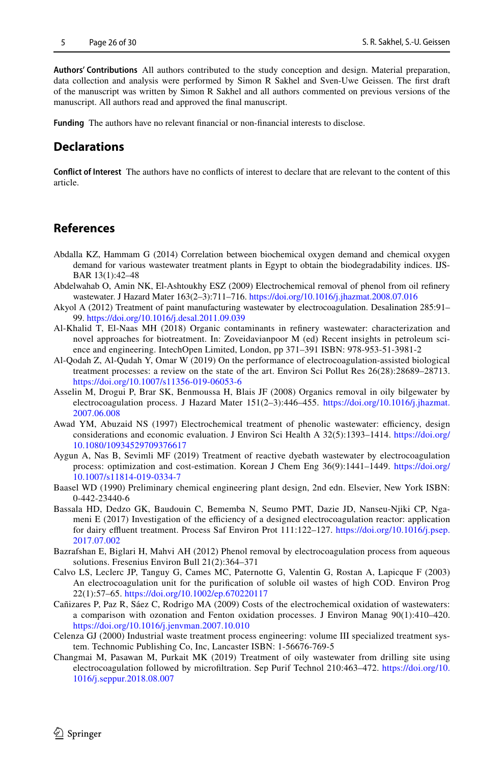**Authors' Contributions** All authors contributed to the study conception and design. Material preparation, data collection and analysis were performed by Simon R Sakhel and Sven-Uwe Geissen. The first draft of the manuscript was written by Simon R Sakhel and all authors commented on previous versions of the manuscript. All authors read and approved the final manuscript.

**Funding** The authors have no relevant financial or non-financial interests to disclose.

## Declarations

**Conflict of Interest** The authors have no conflicts of interest to declare that are relevant to the content of this article.

## References

Abdalla KZ, Hammam G (2014) Correlation between biochemical oxygen demand and chemical oxygen demand for various wastewater treatment plants in Egypt to obtain the biodegradability indices. IJSBAR 13(1):42–48

Abdelwahab O, Amin NK, El-Ashtoukhy ESZ (2009) Electrochemical removal of phenol from oil refinery wastewater. J Hazard Mater 163(2–3):711–716. https://doi.org/10.1016/j.jhazmat.2008.07.016

Akyol A (2012) Treatment of paint manufacturing wastewater by electrocoagulation. Desalination 285:91–99. https://doi.org/10.1016/j.desal.2011.09.039

Al-Khalid T, El-Naas MH (2018) Organic contaminants in refinery wastewater: characterization and novel approaches for biotreatment. In: Zoveidavianpoor M (ed) Recent insights in petroleum science and engineering. IntechOpen Limited, London, pp 371–391 ISBN: 978-953-51-3981-2

Al-Qodah Z, Al-Qudah Y, Omar W (2019) On the performance of electrocoagulation-assisted biological treatment processes: a review on the state of the art. Environ Sci Pollut Res 26(28):28689–28713. https://doi.org/10.1007/s11356-019-06053-6

Asselin M, Drogui P, Brar SK, Benmoussa H, Blais JF (2008) Organics removal in oily bilgewater by electrocoagulation process. J Hazard Mater 151(2–3):446–455. https://doi.org/10.1016/j.jhazmat.2007.06.008

Awad YM, Abuzaid NS (1997) Electrochemical treatment of phenolic wastewater: efficiency, design considerations and economic evaluation. J Environ Sci Health A 32(5):1393–1414. https://doi.org/10.1080/10934529709376617

Aygun A, Nas B, Sevimli MF (2019) Treatment of reactive dyebath wastewater by electrocoagulation process: optimization and cost-estimation. Korean J Chem Eng 36(9):1441–1449. https://doi.org/10.1007/s11814-019-0334-7

Baasel WD (1990) Preliminary chemical engineering plant design, 2nd edn. Elsevier, New York ISBN: 0-442-23440-6

Bassala HD, Dedzo GK, Baudouin C, Bememba N, Seumo PMT, Dazie JD, Nanseu-Njiki CP, Ngameni E (2017) Investigation of the efficiency of a designed electrocoagulation reactor: application for dairy effluent treatment. Process Saf Environ Prot 111:122–127. https://doi.org/10.1016/j.psep.2017.07.002

Bazrafshan E, Biglari H, Mahvi AH (2012) Phenol removal by electrocoagulation process from aqueous solutions. Fresenius Environ Bull 21(2):364–371

Calvo LS, Leclerc JP, Tanguy G, Cames MC, Paternotte G, Valentin G, Rostan A, Lapicque F (2003) An electrocoagulation unit for the purification of soluble oil wastes of high COD. Environ Prog 22(1):57–65. https://doi.org/10.1002/ep.670220117

Cañizares P, Paz R, Sáez C, Rodrigo MA (2009) Costs of the electrochemical oxidation of wastewaters: a comparison with ozonation and Fenton oxidation processes. J Environ Manag 90(1):410–420. https://doi.org/10.1016/j.jenvman.2007.10.010

Celenza GJ (2000) Industrial waste treatment process engineering: volume III specialized treatment system. Technomic Publishing Co, Inc, Lancaster ISBN: 1-56676-769-5

Changmai M, Pasawan M, Purkait MK (2019) Treatment of oily wastewater from drilling site using electrocoagulation followed by microfiltration. Sep Purif Technol 210:463–472. https://doi.org/10.1016/j.seppur.2018.08.007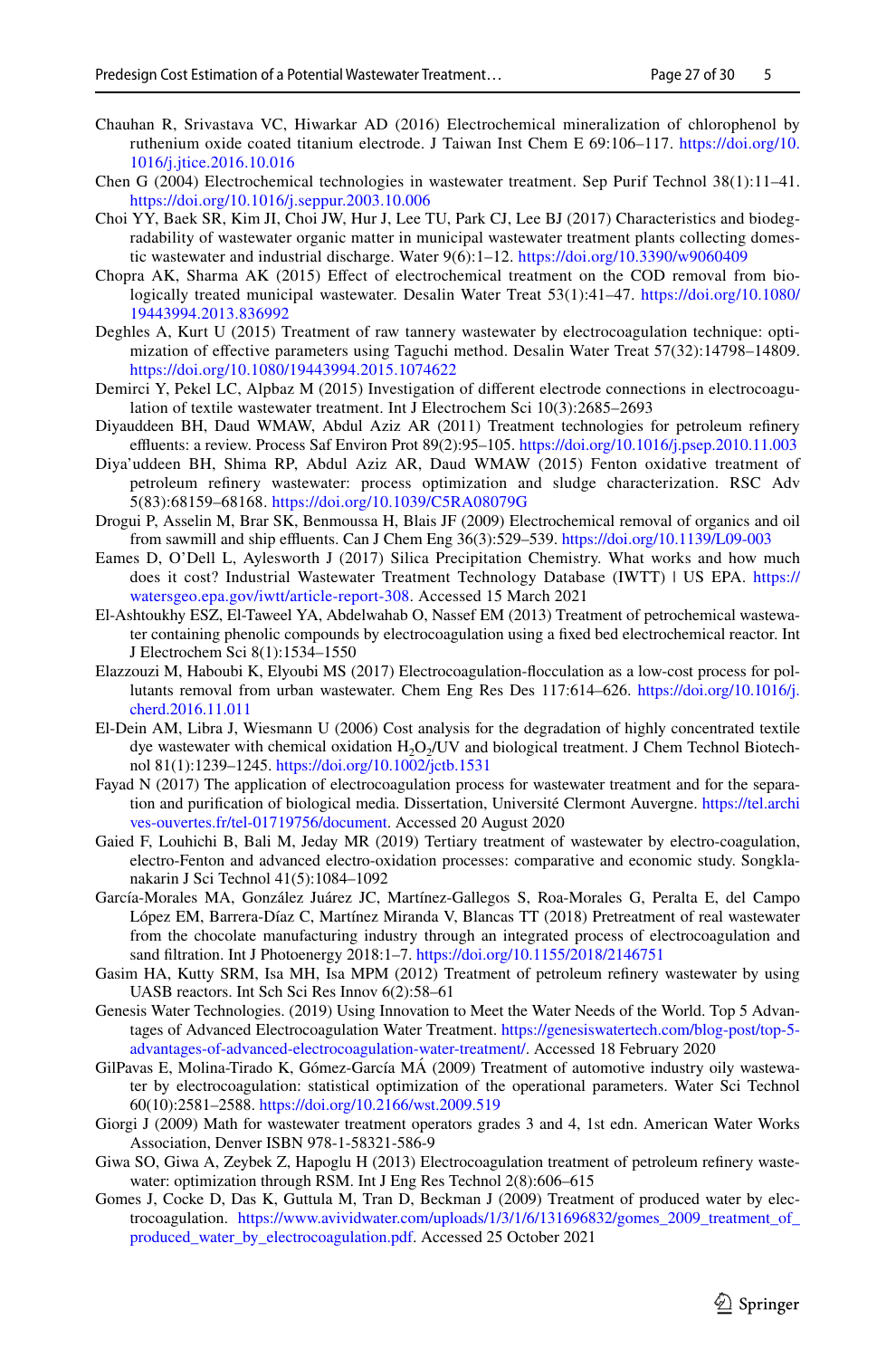Chauhan R, Srivastava VC, Hiwarkar AD (2016) Electrochemical mineralization of chlorophenol by ruthenium oxide coated titanium electrode. J Taiwan Inst Chem E 69:106–117. https://doi.org/10.1016/j.jtice.2016.10.016

Chen G (2004) Electrochemical technologies in wastewater treatment. Sep Purif Technol 38(1):11–41. https://doi.org/10.1016/j.seppur.2003.10.006

Choi YY, Baek SR, Kim JI, Choi JW, Hur J, Lee TU, Park CJ, Lee BJ (2017) Characteristics and biodegradability of wastewater organic matter in municipal wastewater treatment plants collecting domestic wastewater and industrial discharge. Water 9(6):1–12. https://doi.org/10.3390/w9060409

Chopra AK, Sharma AK (2015) Effect of electrochemical treatment on the COD removal from biologically treated municipal wastewater. Desalin Water Treat 53(1):41–47. https://doi.org/10.1080/19443994.2013.836992

Deghles A, Kurt U (2015) Treatment of raw tannery wastewater by electrocoagulation technique: optimization of effective parameters using Taguchi method. Desalin Water Treat 57(32):14798–14809. https://doi.org/10.1080/19443994.2015.1074622

Demirci Y, Pekel LC, Alpbaz M (2015) Investigation of different electrode connections in electrocoagulation of textile wastewater treatment. Int J Electrochem Sci 10(3):2685–2693

Diyauddeen BH, Daud WMAW, Abdul Aziz AR (2011) Treatment technologies for petroleum refinery effluents: a review. Process Saf Environ Prot 89(2):95–105. https://doi.org/10.1016/j.psep.2010.11.003

Diya'uddeen BH, Shima RP, Abdul Aziz AR, Daud WMAW (2015) Fenton oxidative treatment of petroleum refinery wastewater: process optimization and sludge characterization. RSC Adv 5(83):68159–68168. https://doi.org/10.1039/C5RA08079G

Drogui P, Asselin M, Brar SK, Benmoussa H, Blais JF (2009) Electrochemical removal of organics and oil from sawmill and ship effluents. Can J Chem Eng 36(3):529–539. https://doi.org/10.1139/L09-003

Eames D, O'Dell L, Aylesworth J (2017) Silica Precipitation Chemistry. What works and how much does it cost? Industrial Wastewater Treatment Technology Database (IWTT) | US EPA. https://watersgeo.epa.gov/iwtt/article-report-308. Accessed 15 March 2021

El-Ashtoukhy ESZ, El-Taweel YA, Abdelwahab O, Nassef EM (2013) Treatment of petrochemical wastewater containing phenolic compounds by electrocoagulation using a fixed bed electrochemical reactor. Int J Electrochem Sci 8(1):1534–1550

Elazzouzi M, Haboubi K, Elyoubi MS (2017) Electrocoagulation-flocculation as a low-cost process for pollutants removal from urban wastewater. Chem Eng Res Des 117:614–626. https://doi.org/10.1016/j.cherd.2016.11.011

El-Dein AM, Libra J, Wiesmann U (2006) Cost analysis for the degradation of highly concentrated textile dye wastewater with chemical oxidation $H_2O_2$/UV and biological treatment. J Chem Technol Biotechnol 81(1):1239–1245. https://doi.org/10.1002/jctb.1531

Fayad N (2017) The application of electrocoagulation process for wastewater treatment and for the separation and purification of biological media. Dissertation, Université Clermont Auvergne. https://tel.archives-ouvertes.fr/tel-01719756/document. Accessed 20 August 2020

Gaied F, Louhichi B, Bali M, Jeday MR (2019) Tertiary treatment of wastewater by electro-coagulation, electro-Fenton and advanced electro-oxidation processes: comparative and economic study. Songklanakarin J Sci Technol 41(5):1084–1092

García-Morales MA, González Juárez JC, Martínez-Gallegos S, Roa-Morales G, Peralta E, del Campo López EM, Barrera-Díaz C, Martínez Miranda V, Blancas TT (2018) Pretreatment of real wastewater from the chocolate manufacturing industry through an integrated process of electrocoagulation and sand filtration. Int J Photoenergy 2018:1–7. https://doi.org/10.1155/2018/2146751

Gasim HA, Kutty SRM, Isa MH, Isa MPM (2012) Treatment of petroleum refinery wastewater by using UASB reactors. Int Sch Sci Res Innov 6(2):58–61

Genesis Water Technologies. (2019) Using Innovation to Meet the Water Needs of the World. Top 5 Advantages of Advanced Electrocoagulation Water Treatment. https://genesiswatertech.com/blog-post/top-5-advantages-of-advanced-electrocoagulation-water-treatment/. Accessed 18 February 2020

GilPavas E, Molina-Tirado K, Gómez-García MÁ (2009) Treatment of automotive industry oily wastewater by electrocoagulation: statistical optimization of the operational parameters. Water Sci Technol 60(10):2581–2588. https://doi.org/10.2166/wst.2009.519

Giorgi J (2009) Math for wastewater treatment operators grades 3 and 4, 1st edn. American Water Works Association, Denver ISBN 978-1-58321-586-9

Giwa SO, Giwa A, Zeybek Z, Hapoglu H (2013) Electrocoagulation treatment of petroleum refinery wastewater: optimization through RSM. Int J Eng Res Technol 2(8):606–615

Gomes J, Cocke D, Das K, Guttula M, Tran D, Beckman J (2009) Treatment of produced water by electrocoagulation. https://www.avividwater.com/uploads/1/3/1/6/131696832/gomes_2009_treatment_of_produced_water_by_electrocoagulation.pdf. Accessed 25 October 2021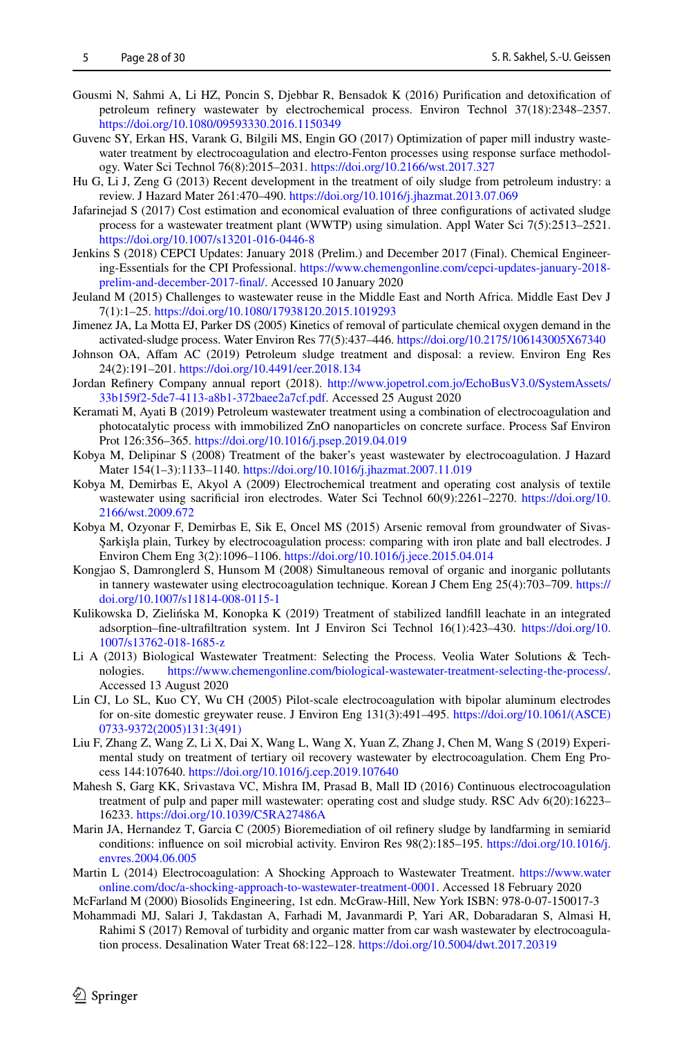Gousmi N, Sahmi A, Li HZ, Poncin S, Djebbar R, Bensadok K (2016) Purification and detoxification of petroleum refinery wastewater by electrochemical process. Environ Technol 37(18):2348–2357. https://doi.org/10.1080/09593330.2016.1150349

Guvenc SY, Erkan HS, Varank G, Bilgili MS, Engin GO (2017) Optimization of paper mill industry wastewater treatment by electrocoagulation and electro-Fenton processes using response surface methodology. Water Sci Technol 76(8):2015–2031. https://doi.org/10.2166/wst.2017.327

Hu G, Li J, Zeng G (2013) Recent development in the treatment of oily sludge from petroleum industry: a review. J Hazard Mater 261:470–490. https://doi.org/10.1016/j.jhazmat.2013.07.069

Jafarinejad S (2017) Cost estimation and economical evaluation of three configurations of activated sludge process for a wastewater treatment plant (WWTP) using simulation. Appl Water Sci 7(5):2513–2521. https://doi.org/10.1007/s13201-016-0446-8

Jenkins S (2018) CEPCI Updates: January 2018 (Prelim.) and December 2017 (Final). Chemical Engineering-Essentials for the CPI Professional. https://www.chemengonline.com/cepci-updates-january-2018-prelim-and-december-2017-final/. Accessed 10 January 2020

Jeuland M (2015) Challenges to wastewater reuse in the Middle East and North Africa. Middle East Dev J 7(1):1–25. https://doi.org/10.1080/17938120.2015.1019293

Jimenez JA, La Motta EJ, Parker DS (2005) Kinetics of removal of particulate chemical oxygen demand in the activated-sludge process. Water Environ Res 77(5):437–446. https://doi.org/10.2175/106143005X67340

Johnson OA, Affam AC (2019) Petroleum sludge treatment and disposal: a review. Environ Eng Res 24(2):191–201. https://doi.org/10.4491/eer.2018.134

Jordan Refinery Company annual report (2018). http://www.jopetrol.com.jo/EchoBusV3.0/SystemAssets/33b159f2-5de7-4113-a8b1-372baee2a7cf.pdf. Accessed 25 August 2020

Keramati M, Ayati B (2019) Petroleum wastewater treatment using a combination of electrocoagulation and photocatalytic process with immobilized ZnO nanoparticles on concrete surface. Process Saf Environ Prot 126:356–365. https://doi.org/10.1016/j.psep.2019.04.019

Kobya M, Delipinar S (2008) Treatment of the baker's yeast wastewater by electrocoagulation. J Hazard Mater 154(1–3):1133–1140. https://doi.org/10.1016/j.jhazmat.2007.11.019

Kobya M, Demirbas E, Akyol A (2009) Electrochemical treatment and operating cost analysis of textile wastewater using sacrificial iron electrodes. Water Sci Technol 60(9):2261–2270. https://doi.org/10.2166/wst.2009.672

Kobya M, Ozyonar F, Demirbas E, Sik E, Oncel MS (2015) Arsenic removal from groundwater of Sivas-Şarkişla plain, Turkey by electrocoagulation process: comparing with iron plate and ball electrodes. J Environ Chem Eng 3(2):1096–1106. https://doi.org/10.1016/j.jece.2015.04.014

Kongjao S, Damronglerd S, Hunsom M (2008) Simultaneous removal of organic and inorganic pollutants in tannery wastewater using electrocoagulation technique. Korean J Chem Eng 25(4):703–709. https://doi.org/10.1007/s11814-008-0115-1

Kulikowska D, Zielińska M, Konopka K (2019) Treatment of stabilized landfill leachate in an integrated adsorption–fine-ultrafiltration system. Int J Environ Sci Technol 16(1):423–430. https://doi.org/10.1007/s13762-018-1685-z

Li A (2013) Biological Wastewater Treatment: Selecting the Process. Veolia Water Solutions & Technologies. https://www.chemengonline.com/biological-wastewater-treatment-selecting-the-process/. Accessed 13 August 2020

Lin CJ, Lo SL, Kuo CY, Wu CH (2005) Pilot-scale electrocoagulation with bipolar aluminum electrodes for on-site domestic greywater reuse. J Environ Eng 131(3):491–495. https://doi.org/10.1061/(ASCE)0733-9372(2005)131:3(491)

Liu F, Zhang Z, Wang Z, Li X, Dai X, Wang L, Wang X, Yuan Z, Zhang J, Chen M, Wang S (2019) Experimental study on treatment of tertiary oil recovery wastewater by electrocoagulation. Chem Eng Process 144:107640. https://doi.org/10.1016/j.cep.2019.107640

Mahesh S, Garg KK, Srivastava VC, Mishra IM, Prasad B, Mall ID (2016) Continuous electrocoagulation treatment of pulp and paper mill wastewater: operating cost and sludge study. RSC Adv 6(20):16223–16233. https://doi.org/10.1039/C5RA27486A

Marin JA, Hernandez T, Garcia C (2005) Bioremediation of oil refinery sludge by landfarming in semiarid conditions: influence on soil microbial activity. Environ Res 98(2):185–195. https://doi.org/10.1016/j.envres.2004.06.005

Martin L (2014) Electrocoagulation: A Shocking Approach to Wastewater Treatment. https://www.wateronline.com/doc/a-shocking-approach-to-wastewater-treatment-0001. Accessed 18 February 2020

McFarland M (2000) Biosolids Engineering, 1st edn. McGraw-Hill, New York ISBN: 978-0-07-150017-3

Mohammadi MJ, Salari J, Takdastan A, Farhadi M, Javanmardi P, Yari AR, Dobaradaran S, Almasi H, Rahimi S (2017) Removal of turbidity and organic matter from car wash wastewater by electrocoagulation process. Desalination Water Treat 68:122–128. https://doi.org/10.5004/dwt.2017.20319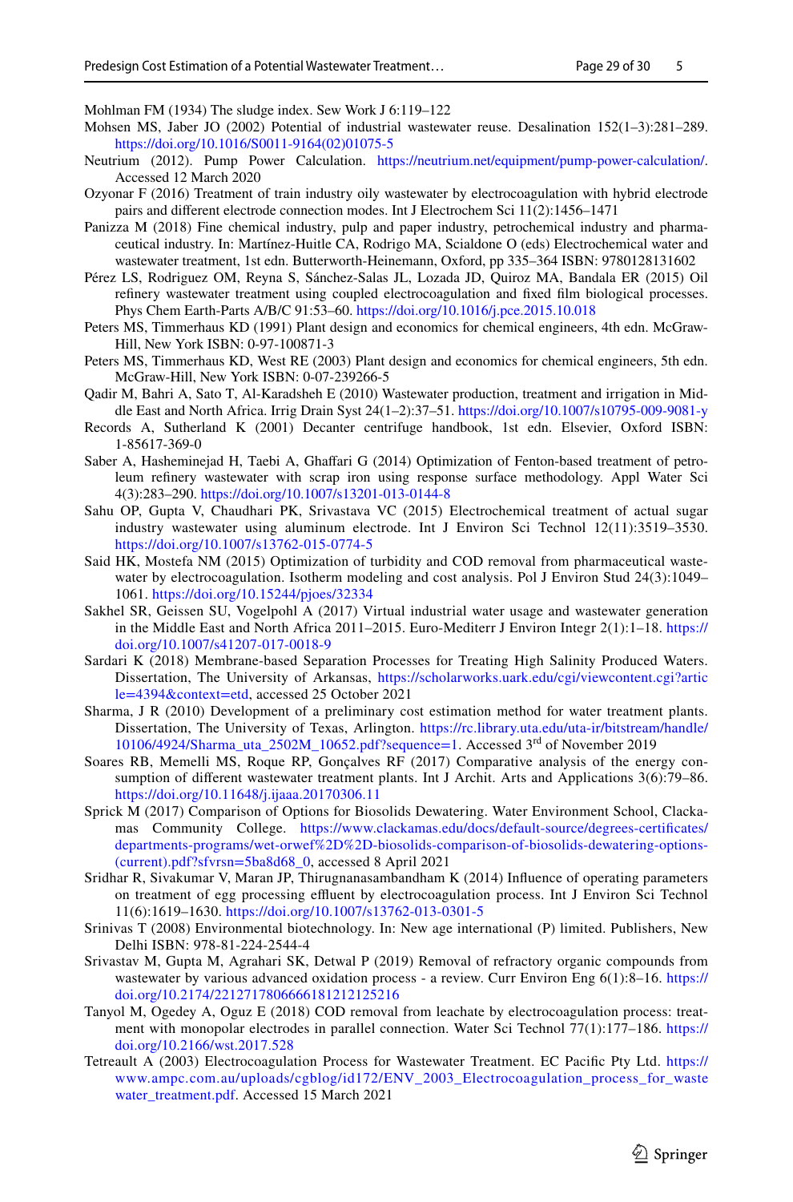Mohlman FM (1934) The sludge index. Sew Work J 6:119–122

Mohsen MS, Jaber JO (2002) Potential of industrial wastewater reuse. Desalination 152(1–3):281–289. https://doi.org/10.1016/S0011-9164(02)01075-5

Neutrium (2012). Pump Power Calculation. https://neutrium.net/equipment/pump-power-calculation/. Accessed 12 March 2020

Ozyonar F (2016) Treatment of train industry oily wastewater by electrocoagulation with hybrid electrode pairs and different electrode connection modes. Int J Electrochem Sci 11(2):1456–1471

Panizza M (2018) Fine chemical industry, pulp and paper industry, petrochemical industry and pharmaceutical industry. In: Martínez-Huitle CA, Rodrigo MA, Scialdone O (eds) Electrochemical water and wastewater treatment, 1st edn. Butterworth-Heinemann, Oxford, pp 335–364 ISBN: 9780128131602

Pérez LS, Rodriguez OM, Reyna S, Sánchez-Salas JL, Lozada JD, Quiroz MA, Bandala ER (2015) Oil refinery wastewater treatment using coupled electrocoagulation and fixed film biological processes. Phys Chem Earth-Parts A/B/C 91:53–60. https://doi.org/10.1016/j.pce.2015.10.018

Peters MS, Timmerhaus KD (1991) Plant design and economics for chemical engineers, 4th edn. McGraw-Hill, New York ISBN: 0-97-100871-3

Peters MS, Timmerhaus KD, West RE (2003) Plant design and economics for chemical engineers, 5th edn. McGraw-Hill, New York ISBN: 0-07-239266-5

Qadir M, Bahri A, Sato T, Al-Karadsheh E (2010) Wastewater production, treatment and irrigation in Middle East and North Africa. Irrig Drain Syst 24(1–2):37–51. https://doi.org/10.1007/s10795-009-9081-y

Records A, Sutherland K (2001) Decanter centrifuge handbook, 1st edn. Elsevier, Oxford ISBN: 1-85617-369-0

Saber A, Hasheminejad H, Taebi A, Ghaffari G (2014) Optimization of Fenton-based treatment of petroleum refinery wastewater with scrap iron using response surface methodology. Appl Water Sci 4(3):283–290. https://doi.org/10.1007/s13201-013-0144-8

Sahu OP, Gupta V, Chaudhari PK, Srivastava VC (2015) Electrochemical treatment of actual sugar industry wastewater using aluminum electrode. Int J Environ Sci Technol 12(11):3519–3530. https://doi.org/10.1007/s13762-015-0774-5

Said HK, Mostefa NM (2015) Optimization of turbidity and COD removal from pharmaceutical wastewater by electrocoagulation. Isotherm modeling and cost analysis. Pol J Environ Stud 24(3):1049–1061. https://doi.org/10.15244/pjoes/32334

Sakhel SR, Geissen SU, Vogelpohl A (2017) Virtual industrial water usage and wastewater generation in the Middle East and North Africa 2011–2015. Euro-Mediterr J Environ Integr 2(1):1–18. https://doi.org/10.1007/s41207-017-0018-9

Sardari K (2018) Membrane-based Separation Processes for Treating High Salinity Produced Waters. Dissertation, The University of Arkansas, https://scholarworks.uark.edu/cgi/viewcontent.cgi?article=4394&context=etd, accessed 25 October 2021

Sharma, J R (2010) Development of a preliminary cost estimation method for water treatment plants. Dissertation, The University of Texas, Arlington. https://rc.library.uta.edu/uta-ir/bitstream/handle/10106/4924/Sharma_uta_2502M_10652.pdf?sequence=1. Accessed 3rd of November 2019

Soares RB, Memelli MS, Roque RP, Gonçalves RF (2017) Comparative analysis of the energy consumption of different wastewater treatment plants. Int J Archit. Arts and Applications 3(6):79–86. https://doi.org/10.11648/j.ijaaa.20170306.11

Sprick M (2017) Comparison of Options for Biosolids Dewatering. Water Environment School, Clackamas Community College. https://www.clackamas.edu/docs/default-source/degrees-certificates/departments-programs/wet-orwef%2D%2D-biosolids-comparison-of-biosolids-dewatering-options-(current).pdf?sfvrsn=5ba8d68_0, accessed 8 April 2021

Sridhar R, Sivakumar V, Maran JP, Thirugnanasambandham K (2014) Influence of operating parameters on treatment of egg processing effluent by electrocoagulation process. Int J Environ Sci Technol 11(6):1619–1630. https://doi.org/10.1007/s13762-013-0301-5

Srinivas T (2008) Environmental biotechnology. In: New age international (P) limited. Publishers, New Delhi ISBN: 978-81-224-2544-4

Srivastav M, Gupta M, Agrahari SK, Detwal P (2019) Removal of refractory organic compounds from wastewater by various advanced oxidation process - a review. Curr Environ Eng 6(1):8–16. https://doi.org/10.2174/2212717806666181212125216

Tanyol M, Ogedey A, Oguz E (2018) COD removal from leachate by electrocoagulation process: treatment with monopolar electrodes in parallel connection. Water Sci Technol 77(1):177–186. https://doi.org/10.2166/wst.2017.528

Tetreault A (2003) Electrocoagulation Process for Wastewater Treatment. EC Pacific Pty Ltd. https://www.ampc.com.au/uploads/cgblog/id172/ENV_2003_Electrocoagulation_process_for_wastewater_treatment.pdf. Accessed 15 March 2021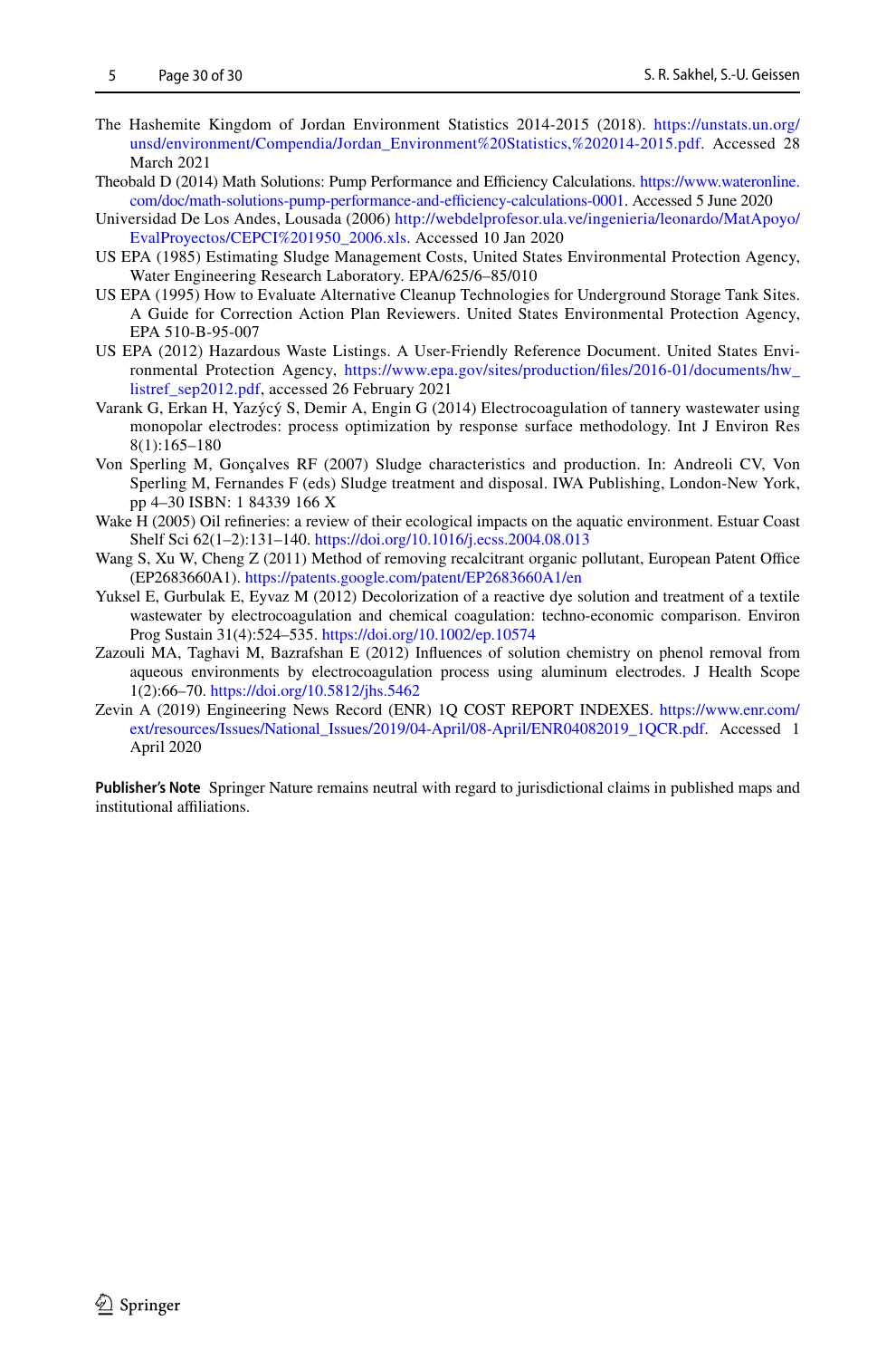The Hashemite Kingdom of Jordan Environment Statistics 2014-2015 (2018). https://unstats.un.org/unsd/environment/Compendia/Jordan_Environment%20Statistics,%202014-2015.pdf. Accessed 28 March 2021

Theobald D (2014) Math Solutions: Pump Performance and Efficiency Calculations. https://www.wateronline.com/doc/math-solutions-pump-performance-and-efficiency-calculations-0001. Accessed 5 June 2020

Universidad De Los Andes, Lousada (2006) http://webdelprofesor.ula.ve/ingenieria/leonardo/MatApoyo/EvalProyectos/CEPCI%201950_2006.xls. Accessed 10 Jan 2020

US EPA (1985) Estimating Sludge Management Costs, United States Environmental Protection Agency, Water Engineering Research Laboratory. EPA/625/6–85/010

US EPA (1995) How to Evaluate Alternative Cleanup Technologies for Underground Storage Tank Sites. A Guide for Correction Action Plan Reviewers. United States Environmental Protection Agency, EPA 510-B-95-007

US EPA (2012) Hazardous Waste Listings. A User-Friendly Reference Document. United States Environmental Protection Agency, https://www.epa.gov/sites/production/files/2016-01/documents/hw_listref_sep2012.pdf, accessed 26 February 2021

Varank G, Erkan H, Yazýcý S, Demir A, Engin G (2014) Electrocoagulation of tannery wastewater using monopolar electrodes: process optimization by response surface methodology. Int J Environ Res 8(1):165–180

Von Sperling M, Gonçalves RF (2007) Sludge characteristics and production. In: Andreoli CV, Von Sperling M, Fernandes F (eds) Sludge treatment and disposal. IWA Publishing, London-New York, pp 4–30 ISBN: 1 84339 166 X

Wake H (2005) Oil refineries: a review of their ecological impacts on the aquatic environment. Estuar Coast Shelf Sci 62(1–2):131–140. https://doi.org/10.1016/j.ecss.2004.08.013

Wang S, Xu W, Cheng Z (2011) Method of removing recalcitrant organic pollutant, European Patent Office (EP2683660A1). https://patents.google.com/patent/EP2683660A1/en

Yuksel E, Gurbulak E, Eyvaz M (2012) Decolorization of a reactive dye solution and treatment of a textile wastewater by electrocoagulation and chemical coagulation: techno-economic comparison. Environ Prog Sustain 31(4):524–535. https://doi.org/10.1002/ep.10574

Zazouli MA, Taghavi M, Bazrafshan E (2012) Influences of solution chemistry on phenol removal from aqueous environments by electrocoagulation process using aluminum electrodes. J Health Scope 1(2):66–70. https://doi.org/10.5812/jhs.5462

Zevin A (2019) Engineering News Record (ENR) 1Q COST REPORT INDEXES. https://www.enr.com/ext/resources/Issues/National_Issues/2019/04-April/08-April/ENR04082019_1QCR.pdf. Accessed 1 April 2020

**Publisher's Note** Springer Nature remains neutral with regard to jurisdictional claims in published maps and institutional affiliations.